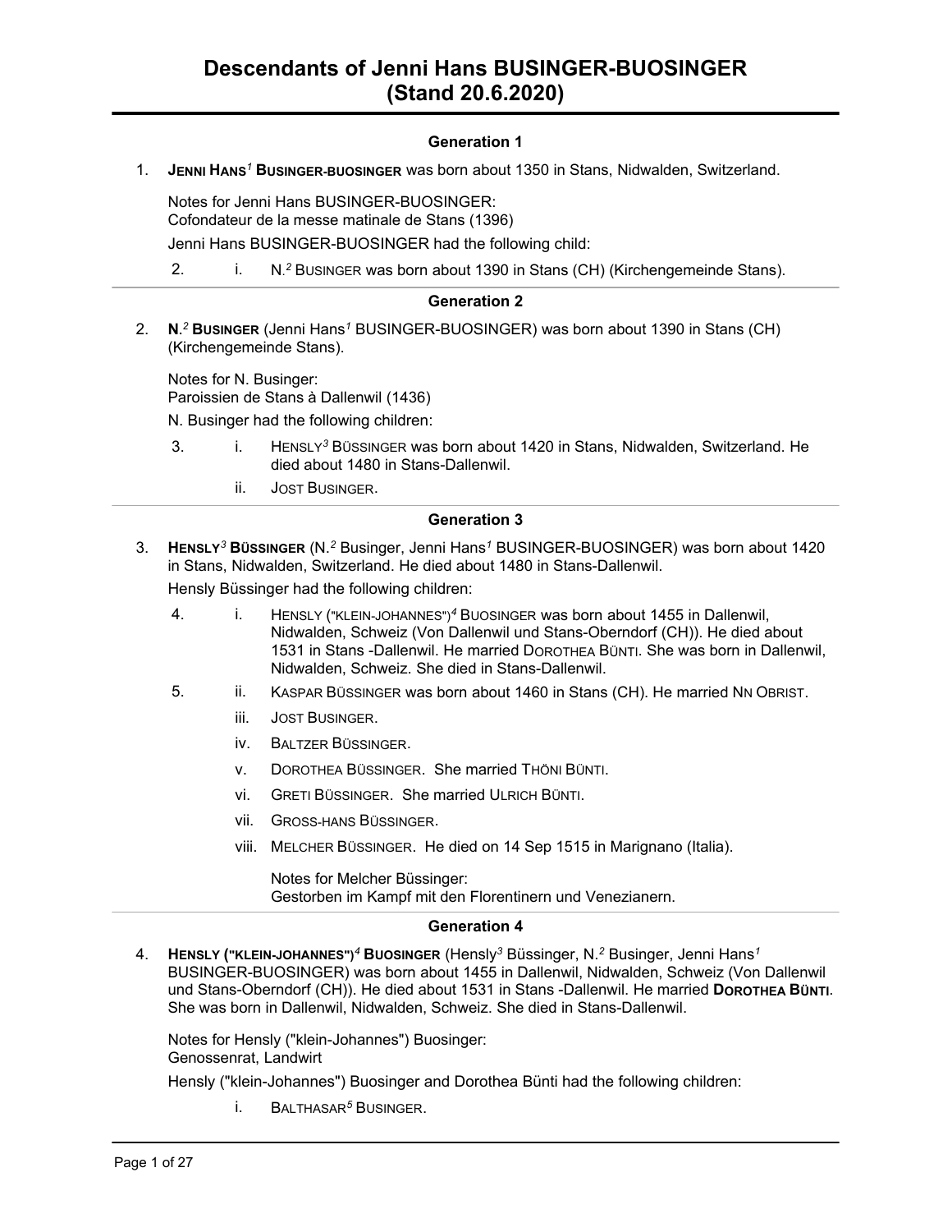# Descendants of Jenni Hans BUSINGER-BUOSINGER (Stand 20.6.2020)

## Generation 1

1. **JENNI HANS[1] BUSINGER-BUOSINGER** was born about 1350 in Stans, Nidwalden, Switzerland.

   Notes for Jenni Hans BUSINGER-BUOSINGER:
   Cofondateur de la messe matinale de Stans (1396)

   Jenni Hans BUSINGER-BUOSINGER had the following child:

   2. i. N.[2] BUSINGER was born about 1390 in Stans (CH) (Kirchengemeinde Stans).

## Generation 2

2. **N.[2] BUSINGER** (Jenni Hans[1] BUSINGER-BUOSINGER) was born about 1390 in Stans (CH) (Kirchengemeinde Stans).

   Notes for N. Businger:
   Paroissien de Stans à Dallenwil (1436)

   N. Businger had the following children:

   3. i. HENSLY[3] BÜSSINGER was born about 1420 in Stans, Nidwalden, Switzerland. He died about 1480 in Stans-Dallenwil.

   ii. JOST BUSINGER.

## Generation 3

3. **HENSLY[3] BÜSSINGER** (N.[2] Businger, Jenni Hans[1] BUSINGER-BUOSINGER) was born about 1420 in Stans, Nidwalden, Switzerland. He died about 1480 in Stans-Dallenwil.

   Hensly Büssinger had the following children:

   4. i. HENSLY ("KLEIN-JOHANNES")[4] BUOSINGER was born about 1455 in Dallenwil, Nidwalden, Schweiz (Von Dallenwil und Stans-Oberndorf (CH)). He died about 1531 in Stans -Dallenwil. He married DOROTHEA BÜNTI. She was born in Dallenwil, Nidwalden, Schweiz. She died in Stans-Dallenwil.

   5. ii. KASPAR BÜSSINGER was born about 1460 in Stans (CH). He married NN OBRIST.

   iii. JOST BUSINGER.

   iv. BALTZER BÜSSINGER.

   v. DOROTHEA BÜSSINGER. She married THÖNI BÜNTI.

   vi. GRETI BÜSSINGER. She married ULRICH BÜNTI.

   vii. GROSS-HANS BÜSSINGER.

   viii. MELCHER BÜSSINGER. He died on 14 Sep 1515 in Marignano (Italia).

   Notes for Melcher Büssinger:
   Gestorben im Kampf mit den Florentinern und Venezianern.

## Generation 4

4. **HENSLY ("KLEIN-JOHANNES")[4] BUOSINGER** (Hensly[3] Büssinger, N.[2] Businger, Jenni Hans[1] BUSINGER-BUOSINGER) was born about 1455 in Dallenwil, Nidwalden, Schweiz (Von Dallenwil und Stans-Oberndorf (CH)). He died about 1531 in Stans -Dallenwil. He married **DOROTHEA BÜNTI**. She was born in Dallenwil, Nidwalden, Schweiz. She died in Stans-Dallenwil.

   Notes for Hensly ("klein-Johannes") Buosinger:
   Genossenrat, Landwirt

   Hensly ("klein-Johannes") Buosinger and Dorothea Bünti had the following children:

   i. BALTHASAR[5] BUSINGER.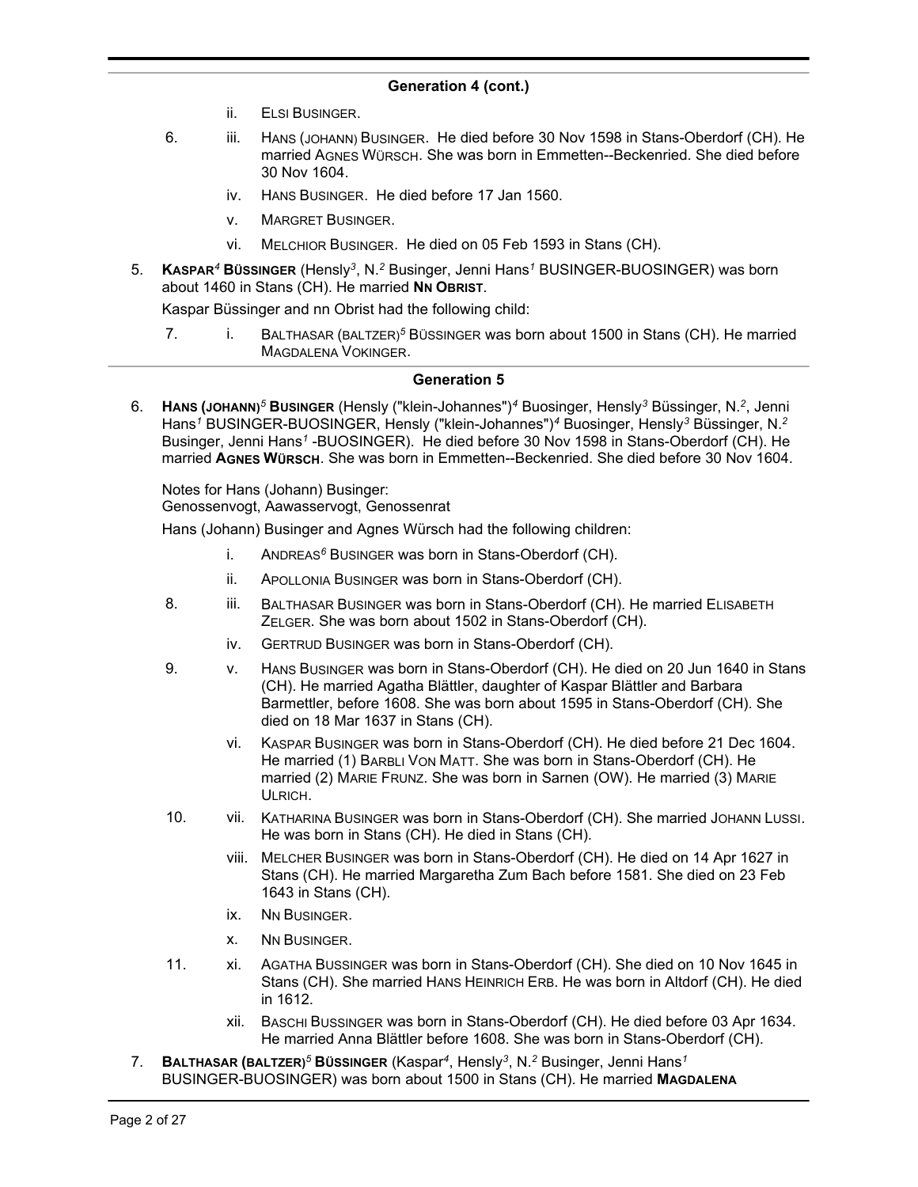**Generation 4 (cont.)**

ii. Elsi Businger.

6. iii. Hans (Johann) Businger. He died before 30 Nov 1598 in Stans-Oberdorf (CH). He married Agnes Würsch. She was born in Emmetten--Beckenried. She died before 30 Nov 1604.

iv. Hans Businger. He died before 17 Jan 1560.

v. Margret Businger.

vi. Melchior Businger. He died on 05 Feb 1593 in Stans (CH).

5. **Kaspar[4] Büssinger** (Hensly[3], N.[2] Businger, Jenni Hans[1] BUSINGER-BUOSINGER) was born about 1460 in Stans (CH). He married **Nn Obrist**.

Kaspar Büssinger and nn Obrist had the following child:

7. i. Balthasar (baltzer)[5] Büssinger was born about 1500 in Stans (CH). He married Magdalena Vokinger.

## Generation 5

6. **Hans (Johann)[5] Businger** (Hensly ("klein-Johannes")[4] Buosinger, Hensly[3] Büssinger, N.[2], Jenni Hans[1] BUSINGER-BUOSINGER, Hensly ("klein-Johannes")[4] Buosinger, Hensly[3] Büssinger, N.[2] Businger, Jenni Hans[1] -BUOSINGER). He died before 30 Nov 1598 in Stans-Oberdorf (CH). He married **Agnes Würsch**. She was born in Emmetten--Beckenried. She died before 30 Nov 1604.

Notes for Hans (Johann) Businger:
Genossenvogt, Aawasservogt, Genossenrat

Hans (Johann) Businger and Agnes Würsch had the following children:

i. Andreas[6] Businger was born in Stans-Oberdorf (CH).

ii. Apollonia Businger was born in Stans-Oberdorf (CH).

8. iii. Balthasar Businger was born in Stans-Oberdorf (CH). He married Elisabeth Zelger. She was born about 1502 in Stans-Oberdorf (CH).

iv. Gertrud Businger was born in Stans-Oberdorf (CH).

9. v. Hans Businger was born in Stans-Oberdorf (CH). He died on 20 Jun 1640 in Stans (CH). He married Agatha Blättler, daughter of Kaspar Blättler and Barbara Barmettler, before 1608. She was born about 1595 in Stans-Oberdorf (CH). She died on 18 Mar 1637 in Stans (CH).

vi. Kaspar Businger was born in Stans-Oberdorf (CH). He died before 21 Dec 1604. He married (1) Barbli Von Matt. She was born in Stans-Oberdorf (CH). He married (2) Marie Frunz. She was born in Sarnen (OW). He married (3) Marie Ulrich.

10. vii. Katharina Businger was born in Stans-Oberdorf (CH). She married Johann Lussi. He was born in Stans (CH). He died in Stans (CH).

viii. Melcher Businger was born in Stans-Oberdorf (CH). He died on 14 Apr 1627 in Stans (CH). He married Margaretha Zum Bach before 1581. She died on 23 Feb 1643 in Stans (CH).

ix. Nn Businger.

x. Nn Businger.

11. xi. Agatha Bussinger was born in Stans-Oberdorf (CH). She died on 10 Nov 1645 in Stans (CH). She married Hans Heinrich Erb. He was born in Altdorf (CH). He died in 1612.

xii. Baschi Bussinger was born in Stans-Oberdorf (CH). He died before 03 Apr 1634. He married Anna Blättler before 1608. She was born in Stans-Oberdorf (CH).

7. **Balthasar (baltzer)[5] Büssinger** (Kaspar[4], Hensly[3], N.[2] Businger, Jenni Hans[1] BUSINGER-BUOSINGER) was born about 1500 in Stans (CH). He married **Magdalena**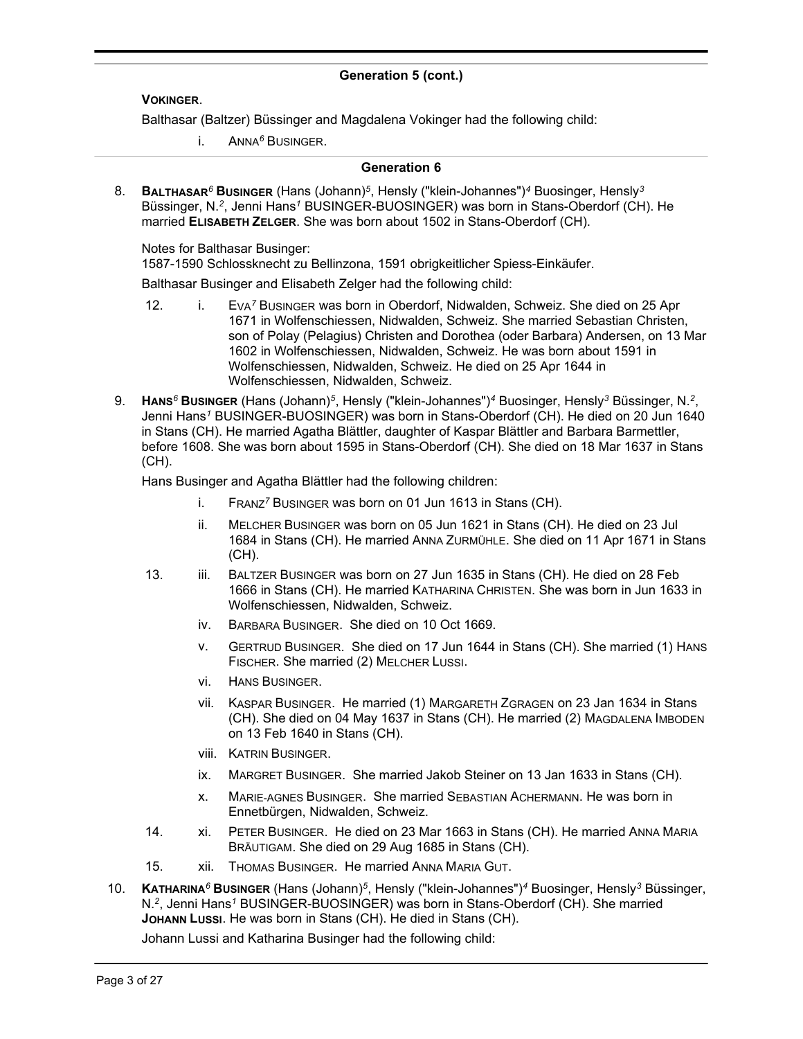## Generation 5 (cont.)

**VOKINGER**.

Balthasar (Baltzer) Büssinger and Magdalena Vokinger had the following child:

i. ANNA[6] BUSINGER.

## Generation 6

8. **BALTHASAR[6] BUSINGER** (Hans (Johann)[5], Hensly ("klein-Johannes")[4] Buosinger, Hensly[3] Büssinger, N.[2], Jenni Hans[1] BUSINGER-BUOSINGER) was born in Stans-Oberdorf (CH). He married **ELISABETH ZELGER**. She was born about 1502 in Stans-Oberdorf (CH).

   Notes for Balthasar Businger:
   1587-1590 Schlossknecht zu Bellinzona, 1591 obrigkeitlicher Spiess-Einkäufer.

   Balthasar Businger and Elisabeth Zelger had the following child:

   12. i. EVA[7] BUSINGER was born in Oberdorf, Nidwalden, Schweiz. She died on 25 Apr 1671 in Wolfenschiessen, Nidwalden, Schweiz. She married Sebastian Christen, son of Polay (Pelagius) Christen and Dorothea (oder Barbara) Andersen, on 13 Mar 1602 in Wolfenschiessen, Nidwalden, Schweiz. He was born about 1591 in Wolfenschiessen, Nidwalden, Schweiz. He died on 25 Apr 1644 in Wolfenschiessen, Nidwalden, Schweiz.

9. **HANS[6] BUSINGER** (Hans (Johann)[5], Hensly ("klein-Johannes")[4] Buosinger, Hensly[3] Büssinger, N.[2], Jenni Hans[1] BUSINGER-BUOSINGER) was born in Stans-Oberdorf (CH). He died on 20 Jun 1640 in Stans (CH). He married Agatha Blättler, daughter of Kaspar Blättler and Barbara Barmettler, before 1608. She was born about 1595 in Stans-Oberdorf (CH). She died on 18 Mar 1637 in Stans (CH).

   Hans Businger and Agatha Blättler had the following children:

   i. FRANZ[7] BUSINGER was born on 01 Jun 1613 in Stans (CH).

   ii. MELCHER BUSINGER was born on 05 Jun 1621 in Stans (CH). He died on 23 Jul 1684 in Stans (CH). He married ANNA ZURMÜHLE. She died on 11 Apr 1671 in Stans (CH).

   13. iii. BALTZER BUSINGER was born on 27 Jun 1635 in Stans (CH). He died on 28 Feb 1666 in Stans (CH). He married KATHARINA CHRISTEN. She was born in Jun 1633 in Wolfenschiessen, Nidwalden, Schweiz.

   iv. BARBARA BUSINGER. She died on 10 Oct 1669.

   v. GERTRUD BUSINGER. She died on 17 Jun 1644 in Stans (CH). She married (1) HANS FISCHER. She married (2) MELCHER LUSSI.

   vi. HANS BUSINGER.

   vii. KASPAR BUSINGER. He married (1) MARGARETH ZGRAGEN on 23 Jan 1634 in Stans (CH). She died on 04 May 1637 in Stans (CH). He married (2) MAGDALENA IMBODEN on 13 Feb 1640 in Stans (CH).

   viii. KATRIN BUSINGER.

   ix. MARGRET BUSINGER. She married Jakob Steiner on 13 Jan 1633 in Stans (CH).

   x. MARIE-AGNES BUSINGER. She married SEBASTIAN ACHERMANN. He was born in Ennetbürgen, Nidwalden, Schweiz.

   14. xi. PETER BUSINGER. He died on 23 Mar 1663 in Stans (CH). He married ANNA MARIA BRÄUTIGAM. She died on 29 Aug 1685 in Stans (CH).

   15. xii. THOMAS BUSINGER. He married ANNA MARIA GUT.

10. **KATHARINA[6] BUSINGER** (Hans (Johann)[5], Hensly ("klein-Johannes")[4] Buosinger, Hensly[3] Büssinger, N.[2], Jenni Hans[1] BUSINGER-BUOSINGER) was born in Stans-Oberdorf (CH). She married **JOHANN LUSSI**. He was born in Stans (CH). He died in Stans (CH).

    Johann Lussi and Katharina Businger had the following child: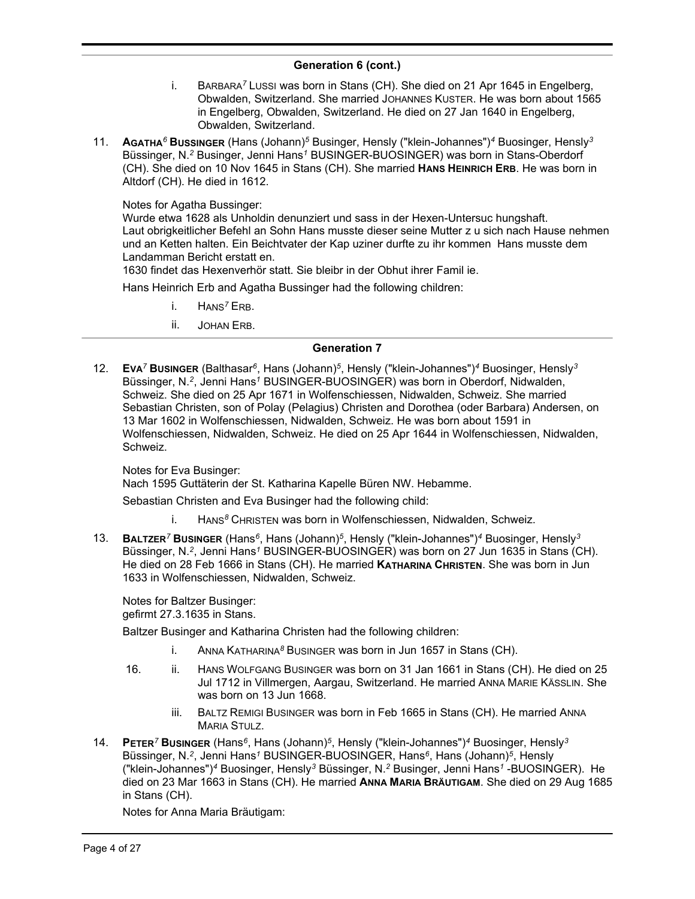## Generation 6 (cont.)

i. BARBARA[7] LUSSI was born in Stans (CH). She died on 21 Apr 1645 in Engelberg, Obwalden, Switzerland. She married JOHANNES KUSTER. He was born about 1565 in Engelberg, Obwalden, Switzerland. He died on 27 Jan 1640 in Engelberg, Obwalden, Switzerland.

11. **AGATHA[6] BUSSINGER** (Hans (Johann)[5] Businger, Hensly ("klein-Johannes")[4] Buosinger, Hensly[3] Büssinger, N.[2] Businger, Jenni Hans[1] BUSINGER-BUOSINGER) was born in Stans-Oberdorf (CH). She died on 10 Nov 1645 in Stans (CH). She married **HANS HEINRICH ERB**. He was born in Altdorf (CH). He died in 1612.

Notes for Agatha Bussinger:
Wurde etwa 1628 als Unholdin denunziert und sass in der Hexen-Untersuc hungshaft.
Laut obrigkeitlicher Befehl an Sohn Hans musste dieser seine Mutter z u sich nach Hause nehmen und an Ketten halten. Ein Beichtvater der Kap uziner durfte zu ihr kommen Hans musste dem Landamman Bericht erstatt en.
1630 findet das Hexenverhör statt. Sie bleibr in der Obhut ihrer Famil ie.

Hans Heinrich Erb and Agatha Bussinger had the following children:

i. HANS[7] ERB.

ii. JOHAN ERB.

## Generation 7

12. **EVA[7] BUSINGER** (Balthasar[6], Hans (Johann)[5], Hensly ("klein-Johannes")[4] Buosinger, Hensly[3] Büssinger, N.[2], Jenni Hans[1] BUSINGER-BUOSINGER) was born in Oberdorf, Nidwalden, Schweiz. She died on 25 Apr 1671 in Wolfenschiessen, Nidwalden, Schweiz. She married Sebastian Christen, son of Polay (Pelagius) Christen and Dorothea (oder Barbara) Andersen, on 13 Mar 1602 in Wolfenschiessen, Nidwalden, Schweiz. He was born about 1591 in Wolfenschiessen, Nidwalden, Schweiz. He died on 25 Apr 1644 in Wolfenschiessen, Nidwalden, Schweiz.

Notes for Eva Businger:
Nach 1595 Guttäterin der St. Katharina Kapelle Büren NW. Hebamme.

Sebastian Christen and Eva Businger had the following child:

i. HANS[8] CHRISTEN was born in Wolfenschiessen, Nidwalden, Schweiz.

13. **BALTZER[7] BUSINGER** (Hans[6], Hans (Johann)[5], Hensly ("klein-Johannes")[4] Buosinger, Hensly[3] Büssinger, N.[2], Jenni Hans[1] BUSINGER-BUOSINGER) was born on 27 Jun 1635 in Stans (CH). He died on 28 Feb 1666 in Stans (CH). He married **KATHARINA CHRISTEN**. She was born in Jun 1633 in Wolfenschiessen, Nidwalden, Schweiz.

Notes for Baltzer Businger:
gefirmt 27.3.1635 in Stans.

Baltzer Businger and Katharina Christen had the following children:

i. ANNA KATHARINA[8] BUSINGER was born in Jun 1657 in Stans (CH).

16. ii. HANS WOLFGANG BUSINGER was born on 31 Jan 1661 in Stans (CH). He died on 25 Jul 1712 in Villmergen, Aargau, Switzerland. He married ANNA MARIE KÄSSLIN. She was born on 13 Jun 1668.

iii. BALTZ REMIGI BUSINGER was born in Feb 1665 in Stans (CH). He married ANNA MARIA STULZ.

14. **PETER[7] BUSINGER** (Hans[6], Hans (Johann)[5], Hensly ("klein-Johannes")[4] Buosinger, Hensly[3] Büssinger, N.[2], Jenni Hans[1] BUSINGER-BUOSINGER, Hans[6], Hans (Johann)[5], Hensly ("klein-Johannes")[4] Buosinger, Hensly[3] Büssinger, N.[2] Businger, Jenni Hans[1] -BUOSINGER). He died on 23 Mar 1663 in Stans (CH). He married **ANNA MARIA BRÄUTIGAM**. She died on 29 Aug 1685 in Stans (CH).

Notes for Anna Maria Bräutigam: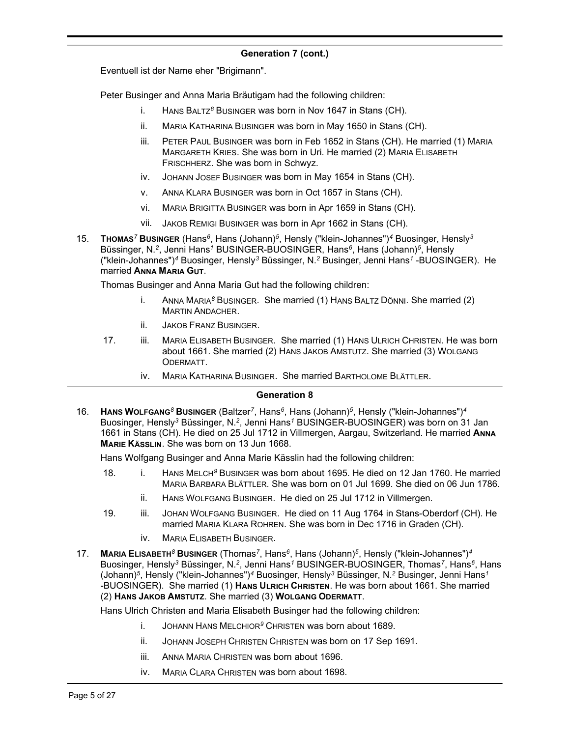## Generation 7 (cont.)

Eventuell ist der Name eher "Brigimann".

Peter Businger and Anna Maria Bräutigam had the following children:

- i. HANS BALTZ[8] BUSINGER was born in Nov 1647 in Stans (CH).
- ii. MARIA KATHARINA BUSINGER was born in May 1650 in Stans (CH).
- iii. PETER PAUL BUSINGER was born in Feb 1652 in Stans (CH). He married (1) MARIA MARGARETH KRIES. She was born in Uri. He married (2) MARIA ELISABETH FRISCHHERZ. She was born in Schwyz.
- iv. JOHANN JOSEF BUSINGER was born in May 1654 in Stans (CH).
- v. ANNA KLARA BUSINGER was born in Oct 1657 in Stans (CH).
- vi. MARIA BRIGITTA BUSINGER was born in Apr 1659 in Stans (CH).
- vii. JAKOB REMIGI BUSINGER was born in Apr 1662 in Stans (CH).

15. **THOMAS[7] BUSINGER** (Hans[6], Hans (Johann)[5], Hensly ("klein-Johannes")[4] Buosinger, Hensly[3] Büssinger, N.[2], Jenni Hans[1] BUSINGER-BUOSINGER, Hans[6], Hans (Johann)[5], Hensly ("klein-Johannes")[4] Buosinger, Hensly[3] Büssinger, N.[2] Businger, Jenni Hans[1] -BUOSINGER). He married **ANNA MARIA GUT**.

Thomas Businger and Anna Maria Gut had the following children:

- i. ANNA MARIA[8] BUSINGER. She married (1) HANS BALTZ DÖNNI. She married (2) MARTIN ANDACHER.
- ii. JAKOB FRANZ BUSINGER.
- 17. iii. MARIA ELISABETH BUSINGER. She married (1) HANS ULRICH CHRISTEN. He was born about 1661. She married (2) HANS JAKOB AMSTUTZ. She married (3) WOLGANG ODERMATT.
- iv. MARIA KATHARINA BUSINGER. She married BARTHOLOME BLÄTTLER.

## Generation 8

16. **HANS WOLFGANG[8] BUSINGER** (Baltzer[7], Hans[6], Hans (Johann)[5], Hensly ("klein-Johannes")[4] Buosinger, Hensly[3] Büssinger, N.[2], Jenni Hans[1] BUSINGER-BUOSINGER) was born on 31 Jan 1661 in Stans (CH). He died on 25 Jul 1712 in Villmergen, Aargau, Switzerland. He married **ANNA MARIE KÄSSLIN**. She was born on 13 Jun 1668.

Hans Wolfgang Businger and Anna Marie Kässlin had the following children:

- 18. i. HANS MELCH[9] BUSINGER was born about 1695. He died on 12 Jan 1760. He married MARIA BARBARA BLÄTTLER. She was born on 01 Jul 1699. She died on 06 Jun 1786.
- ii. HANS WOLFGANG BUSINGER. He died on 25 Jul 1712 in Villmergen.
- 19. iii. JOHAN WOLFGANG BUSINGER. He died on 11 Aug 1764 in Stans-Oberdorf (CH). He married MARIA KLARA ROHREN. She was born in Dec 1716 in Graden (CH).
- iv. MARIA ELISABETH BUSINGER.

17. **MARIA ELISABETH[8] BUSINGER** (Thomas[7], Hans[6], Hans (Johann)[5], Hensly ("klein-Johannes")[4] Buosinger, Hensly[3] Büssinger, N.[2], Jenni Hans[1] BUSINGER-BUOSINGER, Thomas[7], Hans[6], Hans (Johann)[5], Hensly ("klein-Johannes")[4] Buosinger, Hensly[3] Büssinger, N.[2] Businger, Jenni Hans[1] -BUOSINGER). She married (1) **HANS ULRICH CHRISTEN**. He was born about 1661. She married (2) **HANS JAKOB AMSTUTZ**. She married (3) **WOLGANG ODERMATT**.

Hans Ulrich Christen and Maria Elisabeth Businger had the following children:

- i. JOHANN HANS MELCHIOR[9] CHRISTEN was born about 1689.
- ii. JOHANN JOSEPH CHRISTEN CHRISTEN was born on 17 Sep 1691.
- iii. ANNA MARIA CHRISTEN was born about 1696.
- iv. MARIA CLARA CHRISTEN was born about 1698.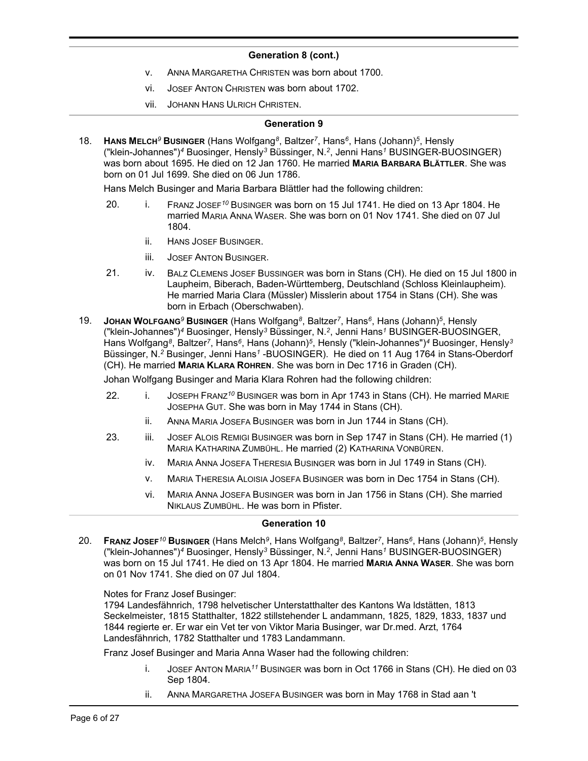## Generation 8 (cont.)

- v. Anna Margaretha Christen was born about 1700.
- vi. Josef Anton Christen was born about 1702.
- vii. Johann Hans Ulrich Christen.

## Generation 9

18. **Hans Melch[9] Businger** (Hans Wolfgang[8], Baltzer[7], Hans[6], Hans (Johann)[5], Hensly ("klein-Johannes")[4] Buosinger, Hensly[3] Büssinger, N.[2], Jenni Hans[1] BUSINGER-BUOSINGER) was born about 1695. He died on 12 Jan 1760. He married **Maria Barbara Blättler**. She was born on 01 Jul 1699. She died on 06 Jun 1786.

   Hans Melch Businger and Maria Barbara Blättler had the following children:

   - 20. i. Franz Josef[10] Businger was born on 15 Jul 1741. He died on 13 Apr 1804. He married Maria Anna Waser. She was born on 01 Nov 1741. She died on 07 Jul 1804.
   - ii. Hans Josef Businger.
   - iii. Josef Anton Businger.
   - 21. iv. Balz Clemens Josef Bussinger was born in Stans (CH). He died on 15 Jul 1800 in Laupheim, Biberach, Baden-Württemberg, Deutschland (Schloss Kleinlaupheim). He married Maria Clara (Müssler) Misslerin about 1754 in Stans (CH). She was born in Erbach (Oberschwaben).

19. **Johan Wolfgang[9] Businger** (Hans Wolfgang[8], Baltzer[7], Hans[6], Hans (Johann)[5], Hensly ("klein-Johannes")[4] Buosinger, Hensly[3] Büssinger, N.[2], Jenni Hans[1] BUSINGER-BUOSINGER, Hans Wolfgang[8], Baltzer[7], Hans[6], Hans (Johann)[5], Hensly ("klein-Johannes")[4] Buosinger, Hensly[3] Büssinger, N.[2] Businger, Jenni Hans[1] -BUOSINGER). He died on 11 Aug 1764 in Stans-Oberdorf (CH). He married **Maria Klara Rohren**. She was born in Dec 1716 in Graden (CH).

   Johan Wolfgang Businger and Maria Klara Rohren had the following children:

   - 22. i. Joseph Franz[10] Businger was born in Apr 1743 in Stans (CH). He married Marie Josepha Gut. She was born in May 1744 in Stans (CH).
   - ii. Anna Maria Josefa Businger was born in Jun 1744 in Stans (CH).
   - 23. iii. Josef Alois Remigi Businger was born in Sep 1747 in Stans (CH). He married (1) Maria Katharina Zumbühl. He married (2) Katharina Vonbüren.
   - iv. Maria Anna Josefa Theresia Businger was born in Jul 1749 in Stans (CH).
   - v. Maria Theresia Aloisia Josefa Businger was born in Dec 1754 in Stans (CH).
   - vi. Maria Anna Josefa Businger was born in Jan 1756 in Stans (CH). She married Niklaus Zumbühl. He was born in Pfister.

## Generation 10

20. **Franz Josef[10] Businger** (Hans Melch[9], Hans Wolfgang[8], Baltzer[7], Hans[6], Hans (Johann)[5], Hensly ("klein-Johannes")[4] Buosinger, Hensly[3] Büssinger, N.[2], Jenni Hans[1] BUSINGER-BUOSINGER) was born on 15 Jul 1741. He died on 13 Apr 1804. He married **Maria Anna Waser**. She was born on 01 Nov 1741. She died on 07 Jul 1804.

   Notes for Franz Josef Businger:
   1794 Landesfähnrich, 1798 helvetischer Unterstatthalter des Kantons Wa ldstätten, 1813 Seckelmeister, 1815 Statthalter, 1822 stillstehender L andammann, 1825, 1829, 1833, 1837 und 1844 regierte er. Er war ein Vet ter von Viktor Maria Businger, war Dr.med. Arzt, 1764 Landesfähnrich, 1782 Statthalter und 1783 Landammann.

   Franz Josef Businger and Maria Anna Waser had the following children:

   - i. Josef Anton Maria[11] Businger was born in Oct 1766 in Stans (CH). He died on 03 Sep 1804.
   - ii. Anna Margaretha Josefa Businger was born in May 1768 in Stad aan 't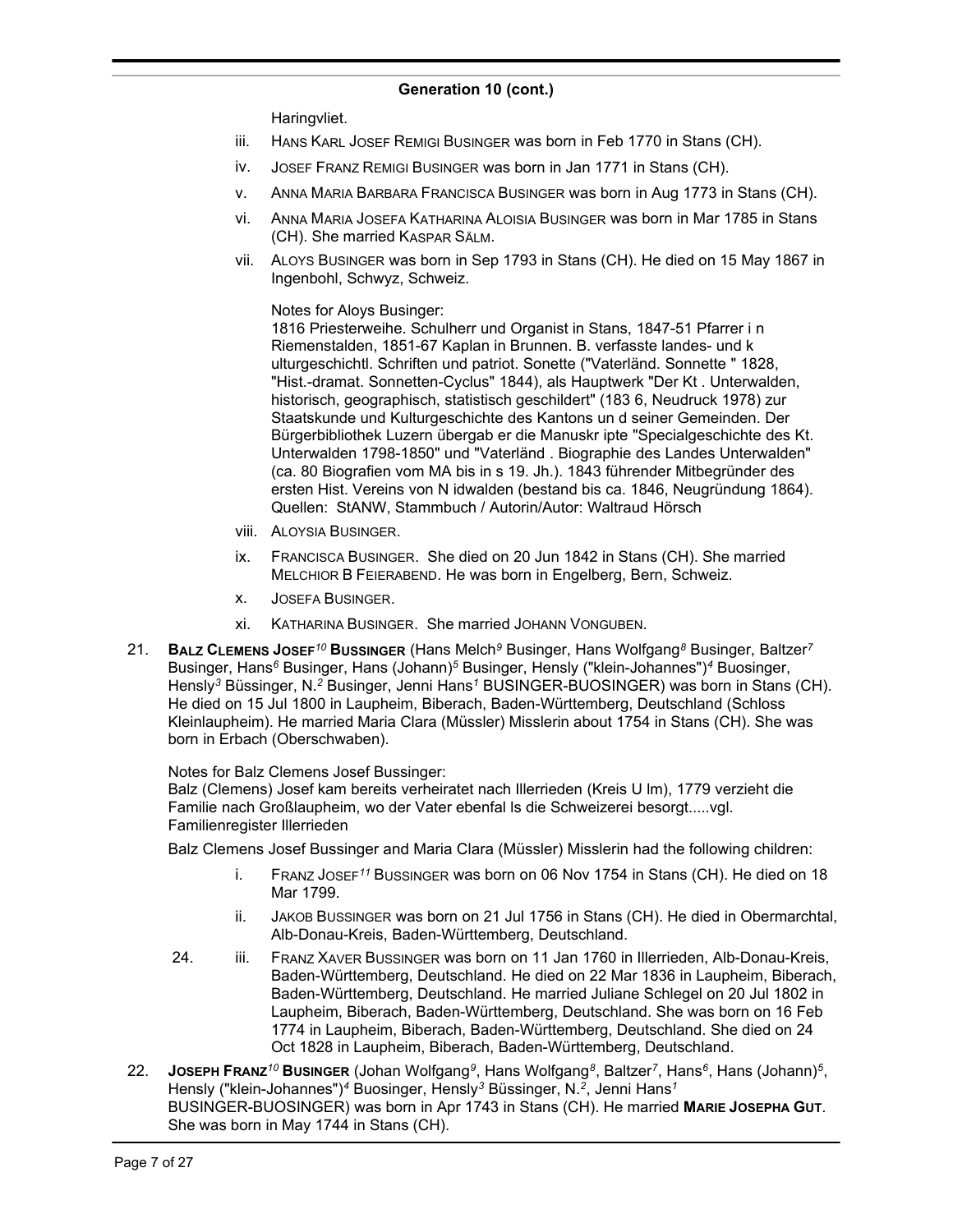## Generation 10 (cont.)

Haringvliet.

- iii. HANS KARL JOSEF REMIGI BUSINGER was born in Feb 1770 in Stans (CH).
- iv. JOSEF FRANZ REMIGI BUSINGER was born in Jan 1771 in Stans (CH).
- v. ANNA MARIA BARBARA FRANCISCA BUSINGER was born in Aug 1773 in Stans (CH).
- vi. ANNA MARIA JOSEFA KATHARINA ALOISIA BUSINGER was born in Mar 1785 in Stans (CH). She married KASPAR SÄLM.
- vii. ALOYS BUSINGER was born in Sep 1793 in Stans (CH). He died on 15 May 1867 in Ingenbohl, Schwyz, Schweiz.

  Notes for Aloys Businger:
  1816 Priesterweihe. Schulherr und Organist in Stans, 1847-51 Pfarrer i n Riemenstalden, 1851-67 Kaplan in Brunnen. B. verfasste landes- und k ulturgeschichtl. Schriften und patriot. Sonette ("Vaterländ. Sonnette " 1828, "Hist.-dramat. Sonnetten-Cyclus" 1844), als Hauptwerk "Der Kt . Unterwalden, historisch, geographisch, statistisch geschildert" (183 6, Neudruck 1978) zur Staatskunde und Kulturgeschichte des Kantons un d seiner Gemeinden. Der Bürgerbibliothek Luzern übergab er die Manuskr ipte "Specialgeschichte des Kt. Unterwalden 1798-1850" und "Vaterländ . Biographie des Landes Unterwalden" (ca. 80 Biografien vom MA bis in s 19. Jh.). 1843 führender Mitbegründer des ersten Hist. Vereins von N idwalden (bestand bis ca. 1846, Neugründung 1864).
  Quellen: StANW, Stammbuch / Autorin/Autor: Waltraud Hörsch
- viii. ALOYSIA BUSINGER.
- ix. FRANCISCA BUSINGER. She died on 20 Jun 1842 in Stans (CH). She married MELCHIOR B FEIERABEND. He was born in Engelberg, Bern, Schweiz.
- x. JOSEFA BUSINGER.
- xi. KATHARINA BUSINGER. She married JOHANN VONGUBEN.

21. **BALZ CLEMENS JOSEF[10] BUSSINGER** (Hans Melch[9] Businger, Hans Wolfgang[8] Businger, Baltzer[7] Businger, Hans[6] Businger, Hans (Johann)[5] Businger, Hensly ("klein-Johannes")[4] Buosinger, Hensly[3] Büssinger, N.[2] Businger, Jenni Hans[1] BUSINGER-BUOSINGER) was born in Stans (CH). He died on 15 Jul 1800 in Laupheim, Biberach, Baden-Württemberg, Deutschland (Schloss Kleinlaupheim). He married Maria Clara (Müssler) Misslerin about 1754 in Stans (CH). She was born in Erbach (Oberschwaben).

Notes for Balz Clemens Josef Bussinger:
Balz (Clemens) Josef kam bereits verheiratet nach Illerrieden (Kreis U lm), 1779 verzieht die Familie nach Großlaupheim, wo der Vater ebenfal ls die Schweizerei besorgt.....vgl. Familienregister Illerrieden

Balz Clemens Josef Bussinger and Maria Clara (Müssler) Misslerin had the following children:

- i. FRANZ JOSEF[11] BUSSINGER was born on 06 Nov 1754 in Stans (CH). He died on 18 Mar 1799.
- ii. JAKOB BUSSINGER was born on 21 Jul 1756 in Stans (CH). He died in Obermarchtal, Alb-Donau-Kreis, Baden-Württemberg, Deutschland.
- 24. iii. FRANZ XAVER BUSSINGER was born on 11 Jan 1760 in Illerrieden, Alb-Donau-Kreis, Baden-Württemberg, Deutschland. He died on 22 Mar 1836 in Laupheim, Biberach, Baden-Württemberg, Deutschland. He married Juliane Schlegel on 20 Jul 1802 in Laupheim, Biberach, Baden-Württemberg, Deutschland. She was born on 16 Feb 1774 in Laupheim, Biberach, Baden-Württemberg, Deutschland. She died on 24 Oct 1828 in Laupheim, Biberach, Baden-Württemberg, Deutschland.

22. **JOSEPH FRANZ[10] BUSINGER** (Johan Wolfgang[9], Hans Wolfgang[8], Baltzer[7], Hans[6], Hans (Johann)[5], Hensly ("klein-Johannes")[4] Buosinger, Hensly[3] Büssinger, N.[2], Jenni Hans[1] BUSINGER-BUOSINGER) was born in Apr 1743 in Stans (CH). He married **MARIE JOSEPHA GUT**. She was born in May 1744 in Stans (CH).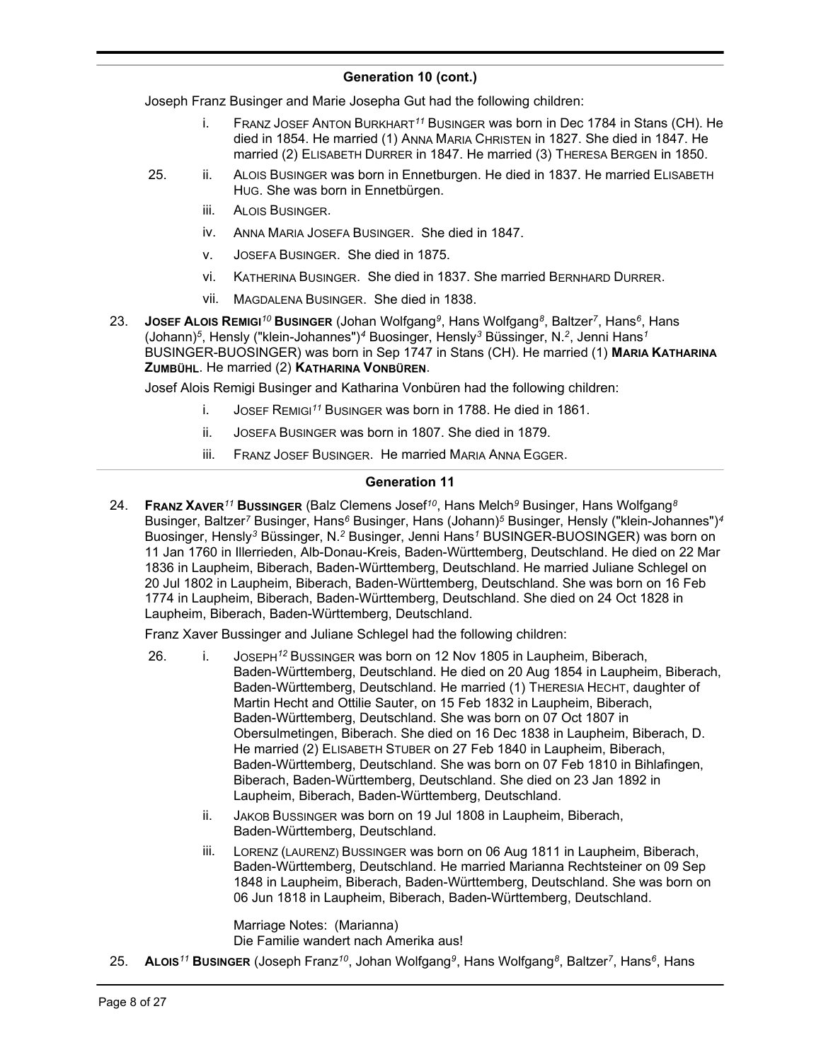## Generation 10 (cont.)

Joseph Franz Businger and Marie Josepha Gut had the following children:

- i. Franz Josef Anton Burkhart[11] Businger was born in Dec 1784 in Stans (CH). He died in 1854. He married (1) Anna Maria Christen in 1827. She died in 1847. He married (2) Elisabeth Durrer in 1847. He married (3) Theresa Bergen in 1850.
- 25. ii. Alois Businger was born in Ennetburgen. He died in 1837. He married Elisabeth Hug. She was born in Ennetbürgen.
- iii. Alois Businger.
- iv. Anna Maria Josefa Businger. She died in 1847.
- v. Josefa Businger. She died in 1875.
- vi. Katherina Businger. She died in 1837. She married Bernhard Durrer.
- vii. Magdalena Businger. She died in 1838.

23. **Josef Alois Remigi[10] Businger** (Johan Wolfgang[9], Hans Wolfgang[8], Baltzer[7], Hans[6], Hans (Johann)[5], Hensly ("klein-Johannes")[4] Buosinger, Hensly[3] Büssinger, N.[2], Jenni Hans[1] BUSINGER-BUOSINGER) was born in Sep 1747 in Stans (CH). He married (1) **Maria Katharina Zumbühl**. He married (2) **Katharina Vonbüren**.

Josef Alois Remigi Businger and Katharina Vonbüren had the following children:

- i. Josef Remigi[11] Businger was born in 1788. He died in 1861.
- ii. Josefa Businger was born in 1807. She died in 1879.
- iii. Franz Josef Businger. He married Maria Anna Egger.

## Generation 11

24. **Franz Xaver[11] Bussinger** (Balz Clemens Josef[10], Hans Melch[9] Businger, Hans Wolfgang[8] Businger, Baltzer[7] Businger, Hans[6] Businger, Hans (Johann)[5] Businger, Hensly ("klein-Johannes")[4] Buosinger, Hensly[3] Büssinger, N.[2] Businger, Jenni Hans[1] BUSINGER-BUOSINGER) was born on 11 Jan 1760 in Illerrieden, Alb-Donau-Kreis, Baden-Württemberg, Deutschland. He died on 22 Mar 1836 in Laupheim, Biberach, Baden-Württemberg, Deutschland. He married Juliane Schlegel on 20 Jul 1802 in Laupheim, Biberach, Baden-Württemberg, Deutschland. She was born on 16 Feb 1774 in Laupheim, Biberach, Baden-Württemberg, Deutschland. She died on 24 Oct 1828 in Laupheim, Biberach, Baden-Württemberg, Deutschland.

Franz Xaver Bussinger and Juliane Schlegel had the following children:

- 26. i. Joseph[12] Bussinger was born on 12 Nov 1805 in Laupheim, Biberach, Baden-Württemberg, Deutschland. He died on 20 Aug 1854 in Laupheim, Biberach, Baden-Württemberg, Deutschland. He married (1) Theresia Hecht, daughter of Martin Hecht and Ottilie Sauter, on 15 Feb 1832 in Laupheim, Biberach, Baden-Württemberg, Deutschland. She was born on 07 Oct 1807 in Obersulmetingen, Biberach. She died on 16 Dec 1838 in Laupheim, Biberach, D. He married (2) Elisabeth Stuber on 27 Feb 1840 in Laupheim, Biberach, Baden-Württemberg, Deutschland. She was born on 07 Feb 1810 in Bihlafingen, Biberach, Baden-Württemberg, Deutschland. She died on 23 Jan 1892 in Laupheim, Biberach, Baden-Württemberg, Deutschland.
- ii. Jakob Bussinger was born on 19 Jul 1808 in Laupheim, Biberach, Baden-Württemberg, Deutschland.
- iii. Lorenz (Laurenz) Bussinger was born on 06 Aug 1811 in Laupheim, Biberach, Baden-Württemberg, Deutschland. He married Marianna Rechtsteiner on 09 Sep 1848 in Laupheim, Biberach, Baden-Württemberg, Deutschland. She was born on 06 Jun 1818 in Laupheim, Biberach, Baden-Württemberg, Deutschland.

  Marriage Notes: (Marianna)
  Die Familie wandert nach Amerika aus!

25. **Alois[11] Businger** (Joseph Franz[10], Johan Wolfgang[9], Hans Wolfgang[8], Baltzer[7], Hans[6], Hans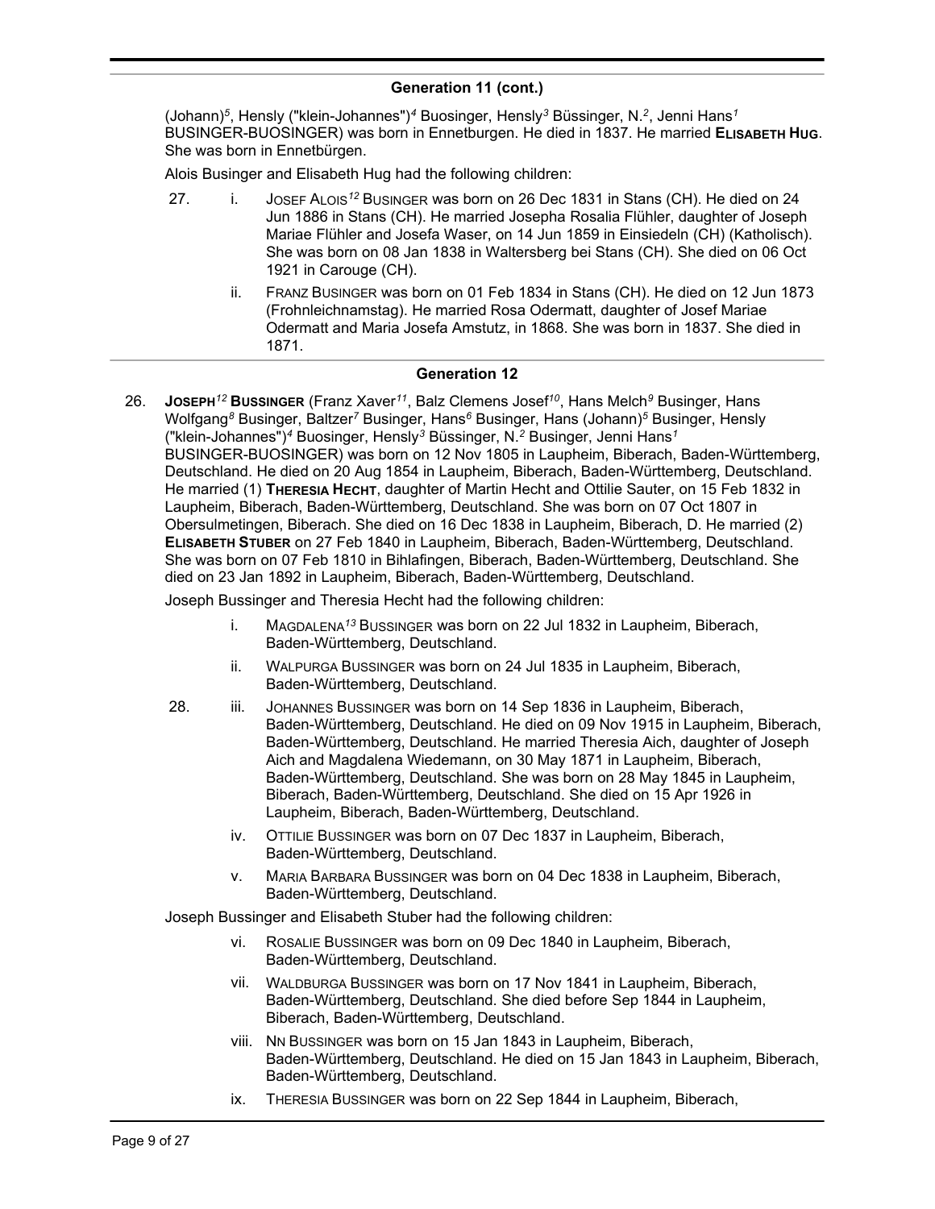## Generation 11 (cont.)

(Johann)[5], Hensly ("klein-Johannes")[4] Buosinger, Hensly[3] Büssinger, N.[2], Jenni Hans[1] BUSINGER-BUOSINGER) was born in Ennetburgen. He died in 1837. He married **Elisabeth Hug**. She was born in Ennetbürgen.

Alois Businger and Elisabeth Hug had the following children:

27. i. Josef Alois[12] Businger was born on 26 Dec 1831 in Stans (CH). He died on 24 Jun 1886 in Stans (CH). He married Josepha Rosalia Flühler, daughter of Joseph Mariae Flühler and Josefa Waser, on 14 Jun 1859 in Einsiedeln (CH) (Katholisch). She was born on 08 Jan 1838 in Waltersberg bei Stans (CH). She died on 06 Oct 1921 in Carouge (CH).

ii. Franz Businger was born on 01 Feb 1834 in Stans (CH). He died on 12 Jun 1873 (Frohnleichnamstag). He married Rosa Odermatt, daughter of Josef Mariae Odermatt and Maria Josefa Amstutz, in 1868. She was born in 1837. She died in 1871.

## Generation 12

26. **Joseph[12] Bussinger** (Franz Xaver[11], Balz Clemens Josef[10], Hans Melch[9] Businger, Hans Wolfgang[8] Businger, Baltzer[7] Businger, Hans[6] Businger, Hans (Johann)[5] Businger, Hensly ("klein-Johannes")[4] Buosinger, Hensly[3] Büssinger, N.[2] Businger, Jenni Hans[1] BUSINGER-BUOSINGER) was born on 12 Nov 1805 in Laupheim, Biberach, Baden-Württemberg, Deutschland. He died on 20 Aug 1854 in Laupheim, Biberach, Baden-Württemberg, Deutschland. He married (1) **Theresia Hecht**, daughter of Martin Hecht and Ottilie Sauter, on 15 Feb 1832 in Laupheim, Biberach, Baden-Württemberg, Deutschland. She was born on 07 Oct 1807 in Obersulmetingen, Biberach. She died on 16 Dec 1838 in Laupheim, Biberach, D. He married (2) **Elisabeth Stuber** on 27 Feb 1840 in Laupheim, Biberach, Baden-Württemberg, Deutschland. She was born on 07 Feb 1810 in Bihlafingen, Biberach, Baden-Württemberg, Deutschland. She died on 23 Jan 1892 in Laupheim, Biberach, Baden-Württemberg, Deutschland.

Joseph Bussinger and Theresia Hecht had the following children:

i. Magdalena[13] Bussinger was born on 22 Jul 1832 in Laupheim, Biberach, Baden-Württemberg, Deutschland.

ii. Walpurga Bussinger was born on 24 Jul 1835 in Laupheim, Biberach, Baden-Württemberg, Deutschland.

28. iii. Johannes Bussinger was born on 14 Sep 1836 in Laupheim, Biberach, Baden-Württemberg, Deutschland. He died on 09 Nov 1915 in Laupheim, Biberach, Baden-Württemberg, Deutschland. He married Theresia Aich, daughter of Joseph Aich and Magdalena Wiedemann, on 30 May 1871 in Laupheim, Biberach, Baden-Württemberg, Deutschland. She was born on 28 May 1845 in Laupheim, Biberach, Baden-Württemberg, Deutschland. She died on 15 Apr 1926 in Laupheim, Biberach, Baden-Württemberg, Deutschland.

iv. Ottilie Bussinger was born on 07 Dec 1837 in Laupheim, Biberach, Baden-Württemberg, Deutschland.

v. Maria Barbara Bussinger was born on 04 Dec 1838 in Laupheim, Biberach, Baden-Württemberg, Deutschland.

Joseph Bussinger and Elisabeth Stuber had the following children:

vi. Rosalie Bussinger was born on 09 Dec 1840 in Laupheim, Biberach, Baden-Württemberg, Deutschland.

vii. Waldburga Bussinger was born on 17 Nov 1841 in Laupheim, Biberach, Baden-Württemberg, Deutschland. She died before Sep 1844 in Laupheim, Biberach, Baden-Württemberg, Deutschland.

viii. Nn Bussinger was born on 15 Jan 1843 in Laupheim, Biberach, Baden-Württemberg, Deutschland. He died on 15 Jan 1843 in Laupheim, Biberach, Baden-Württemberg, Deutschland.

ix. Theresia Bussinger was born on 22 Sep 1844 in Laupheim, Biberach,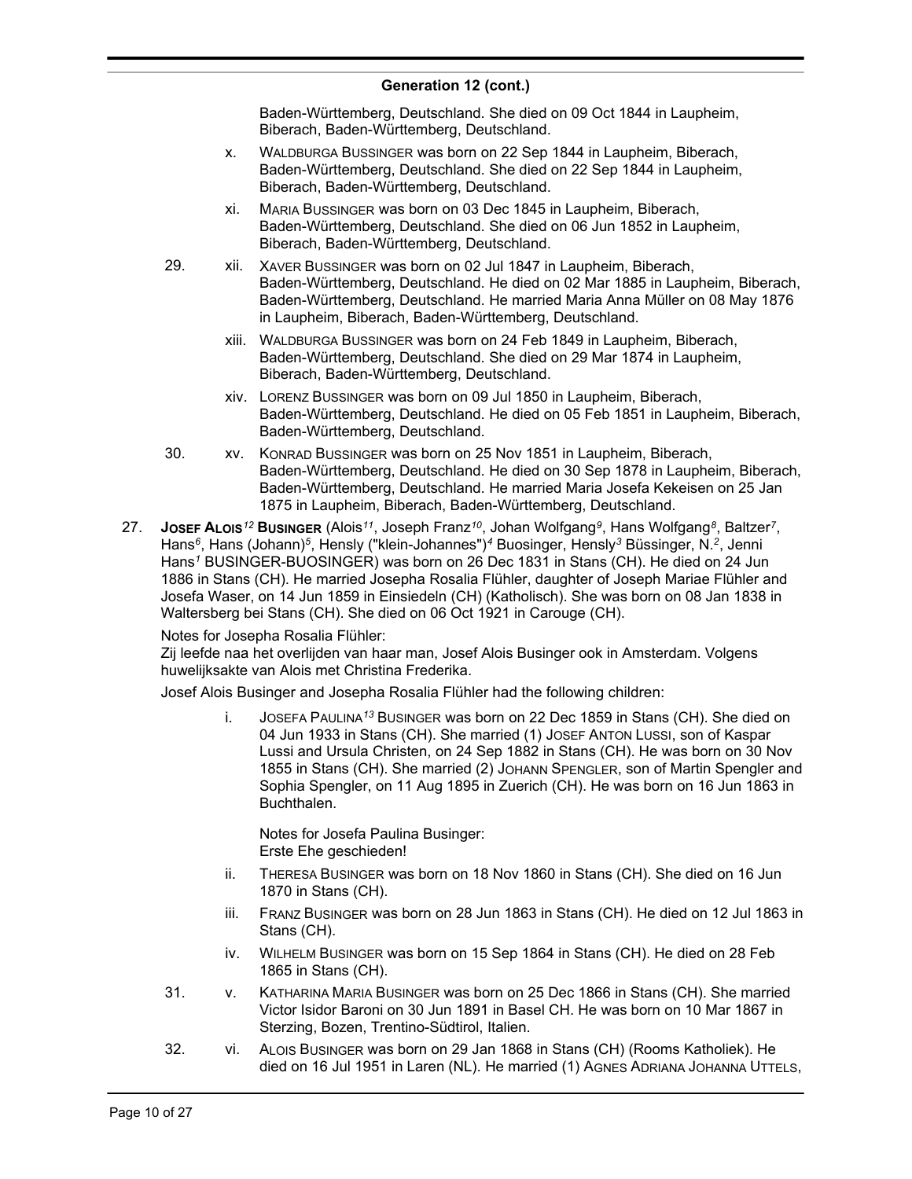### Generation 12 (cont.)

Baden-Württemberg, Deutschland. She died on 09 Oct 1844 in Laupheim, Biberach, Baden-Württemberg, Deutschland.

x. WALDBURGA BUSSINGER was born on 22 Sep 1844 in Laupheim, Biberach, Baden-Württemberg, Deutschland. She died on 22 Sep 1844 in Laupheim, Biberach, Baden-Württemberg, Deutschland.

xi. MARIA BUSSINGER was born on 03 Dec 1845 in Laupheim, Biberach, Baden-Württemberg, Deutschland. She died on 06 Jun 1852 in Laupheim, Biberach, Baden-Württemberg, Deutschland.

29. xii. XAVER BUSSINGER was born on 02 Jul 1847 in Laupheim, Biberach, Baden-Württemberg, Deutschland. He died on 02 Mar 1885 in Laupheim, Biberach, Baden-Württemberg, Deutschland. He married Maria Anna Müller on 08 May 1876 in Laupheim, Biberach, Baden-Württemberg, Deutschland.

xiii. WALDBURGA BUSSINGER was born on 24 Feb 1849 in Laupheim, Biberach, Baden-Württemberg, Deutschland. She died on 29 Mar 1874 in Laupheim, Biberach, Baden-Württemberg, Deutschland.

xiv. LORENZ BUSSINGER was born on 09 Jul 1850 in Laupheim, Biberach, Baden-Württemberg, Deutschland. He died on 05 Feb 1851 in Laupheim, Biberach, Baden-Württemberg, Deutschland.

30. xv. KONRAD BUSSINGER was born on 25 Nov 1851 in Laupheim, Biberach, Baden-Württemberg, Deutschland. He died on 30 Sep 1878 in Laupheim, Biberach, Baden-Württemberg, Deutschland. He married Maria Josefa Kekeisen on 25 Jan 1875 in Laupheim, Biberach, Baden-Württemberg, Deutschland.

27. **JOSEF ALOIS[12] BUSINGER** (Alois[11], Joseph Franz[10], Johan Wolfgang[9], Hans Wolfgang[8], Baltzer[7], Hans[6], Hans (Johann)[5], Hensly ("klein-Johannes")[4] Buosinger, Hensly[3] Büssinger, N.[2], Jenni Hans[1] BUSINGER-BUOSINGER) was born on 26 Dec 1831 in Stans (CH). He died on 24 Jun 1886 in Stans (CH). He married Josepha Rosalia Flühler, daughter of Joseph Mariae Flühler and Josefa Waser, on 14 Jun 1859 in Einsiedeln (CH) (Katholisch). She was born on 08 Jan 1838 in Waltersberg bei Stans (CH). She died on 06 Oct 1921 in Carouge (CH).

Notes for Josepha Rosalia Flühler:
Zij leefde naa het overlijden van haar man, Josef Alois Businger ook in Amsterdam. Volgens huwelijksakte van Alois met Christina Frederika.

Josef Alois Businger and Josepha Rosalia Flühler had the following children:

i. JOSEFA PAULINA[13] BUSINGER was born on 22 Dec 1859 in Stans (CH). She died on 04 Jun 1933 in Stans (CH). She married (1) JOSEF ANTON LUSSI, son of Kaspar Lussi and Ursula Christen, on 24 Sep 1882 in Stans (CH). He was born on 30 Nov 1855 in Stans (CH). She married (2) JOHANN SPENGLER, son of Martin Spengler and Sophia Spengler, on 11 Aug 1895 in Zuerich (CH). He was born on 16 Jun 1863 in Buchthalen.

Notes for Josefa Paulina Businger:
Erste Ehe geschieden!

ii. THERESA BUSINGER was born on 18 Nov 1860 in Stans (CH). She died on 16 Jun 1870 in Stans (CH).

iii. FRANZ BUSINGER was born on 28 Jun 1863 in Stans (CH). He died on 12 Jul 1863 in Stans (CH).

iv. WILHELM BUSINGER was born on 15 Sep 1864 in Stans (CH). He died on 28 Feb 1865 in Stans (CH).

31. v. KATHARINA MARIA BUSINGER was born on 25 Dec 1866 in Stans (CH). She married Victor Isidor Baroni on 30 Jun 1891 in Basel CH. He was born on 10 Mar 1867 in Sterzing, Bozen, Trentino-Südtirol, Italien.

32. vi. ALOIS BUSINGER was born on 29 Jan 1868 in Stans (CH) (Rooms Katholiek). He died on 16 Jul 1951 in Laren (NL). He married (1) AGNES ADRIANA JOHANNA UTTELS,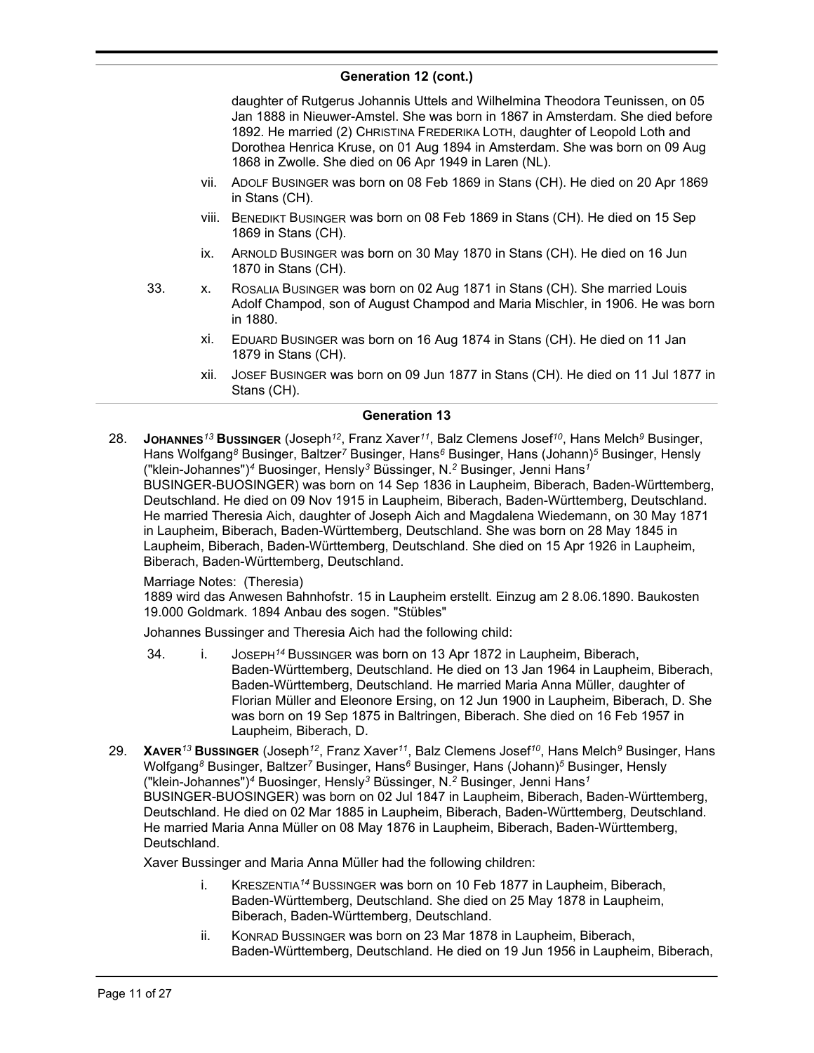## Generation 12 (cont.)

daughter of Rutgerus Johannis Uttels and Wilhelmina Theodora Teunissen, on 05 Jan 1888 in Nieuwer-Amstel. She was born in 1867 in Amsterdam. She died before 1892. He married (2) CHRISTINA FREDERIKA LOTH, daughter of Leopold Loth and Dorothea Henrica Kruse, on 01 Aug 1894 in Amsterdam. She was born on 09 Aug 1868 in Zwolle. She died on 06 Apr 1949 in Laren (NL).

vii. ADOLF BUSINGER was born on 08 Feb 1869 in Stans (CH). He died on 20 Apr 1869 in Stans (CH).

viii. BENEDIKT BUSINGER was born on 08 Feb 1869 in Stans (CH). He died on 15 Sep 1869 in Stans (CH).

ix. ARNOLD BUSINGER was born on 30 May 1870 in Stans (CH). He died on 16 Jun 1870 in Stans (CH).

33. x. ROSALIA BUSINGER was born on 02 Aug 1871 in Stans (CH). She married Louis Adolf Champod, son of August Champod and Maria Mischler, in 1906. He was born in 1880.

xi. EDUARD BUSINGER was born on 16 Aug 1874 in Stans (CH). He died on 11 Jan 1879 in Stans (CH).

xii. JOSEF BUSINGER was born on 09 Jun 1877 in Stans (CH). He died on 11 Jul 1877 in Stans (CH).

## Generation 13

28. **JOHANNES[13] BUSSINGER** (Joseph[12], Franz Xaver[11], Balz Clemens Josef[10], Hans Melch[9] Businger, Hans Wolfgang[8] Businger, Baltzer[7] Businger, Hans[6] Businger, Hans (Johann)[5] Businger, Hensly ("klein-Johannes")[4] Buosinger, Hensly[3] Büssinger, N.[2] Businger, Jenni Hans[1] BUSINGER-BUOSINGER) was born on 14 Sep 1836 in Laupheim, Biberach, Baden-Württemberg, Deutschland. He died on 09 Nov 1915 in Laupheim, Biberach, Baden-Württemberg, Deutschland. He married Theresia Aich, daughter of Joseph Aich and Magdalena Wiedemann, on 30 May 1871 in Laupheim, Biberach, Baden-Württemberg, Deutschland. She was born on 28 May 1845 in Laupheim, Biberach, Baden-Württemberg, Deutschland. She died on 15 Apr 1926 in Laupheim, Biberach, Baden-Württemberg, Deutschland.

Marriage Notes: (Theresia)
1889 wird das Anwesen Bahnhofstr. 15 in Laupheim erstellt. Einzug am 2 8.06.1890. Baukosten 19.000 Goldmark. 1894 Anbau des sogen. "Stübles"

Johannes Bussinger and Theresia Aich had the following child:

34. i. JOSEPH[14] BUSSINGER was born on 13 Apr 1872 in Laupheim, Biberach, Baden-Württemberg, Deutschland. He died on 13 Jan 1964 in Laupheim, Biberach, Baden-Württemberg, Deutschland. He married Maria Anna Müller, daughter of Florian Müller and Eleonore Ersing, on 12 Jun 1900 in Laupheim, Biberach, D. She was born on 19 Sep 1875 in Baltringen, Biberach. She died on 16 Feb 1957 in Laupheim, Biberach, D.

29. **XAVER[13] BUSSINGER** (Joseph[12], Franz Xaver[11], Balz Clemens Josef[10], Hans Melch[9] Businger, Hans Wolfgang[8] Businger, Baltzer[7] Businger, Hans[6] Businger, Hans (Johann)[5] Businger, Hensly ("klein-Johannes")[4] Buosinger, Hensly[3] Büssinger, N.[2] Businger, Jenni Hans[1] BUSINGER-BUOSINGER) was born on 02 Jul 1847 in Laupheim, Biberach, Baden-Württemberg, Deutschland. He died on 02 Mar 1885 in Laupheim, Biberach, Baden-Württemberg, Deutschland. He married Maria Anna Müller on 08 May 1876 in Laupheim, Biberach, Baden-Württemberg, Deutschland.

Xaver Bussinger and Maria Anna Müller had the following children:

i. KRESZENTIA[14] BUSSINGER was born on 10 Feb 1877 in Laupheim, Biberach, Baden-Württemberg, Deutschland. She died on 25 May 1878 in Laupheim, Biberach, Baden-Württemberg, Deutschland.

ii. KONRAD BUSSINGER was born on 23 Mar 1878 in Laupheim, Biberach, Baden-Württemberg, Deutschland. He died on 19 Jun 1956 in Laupheim, Biberach,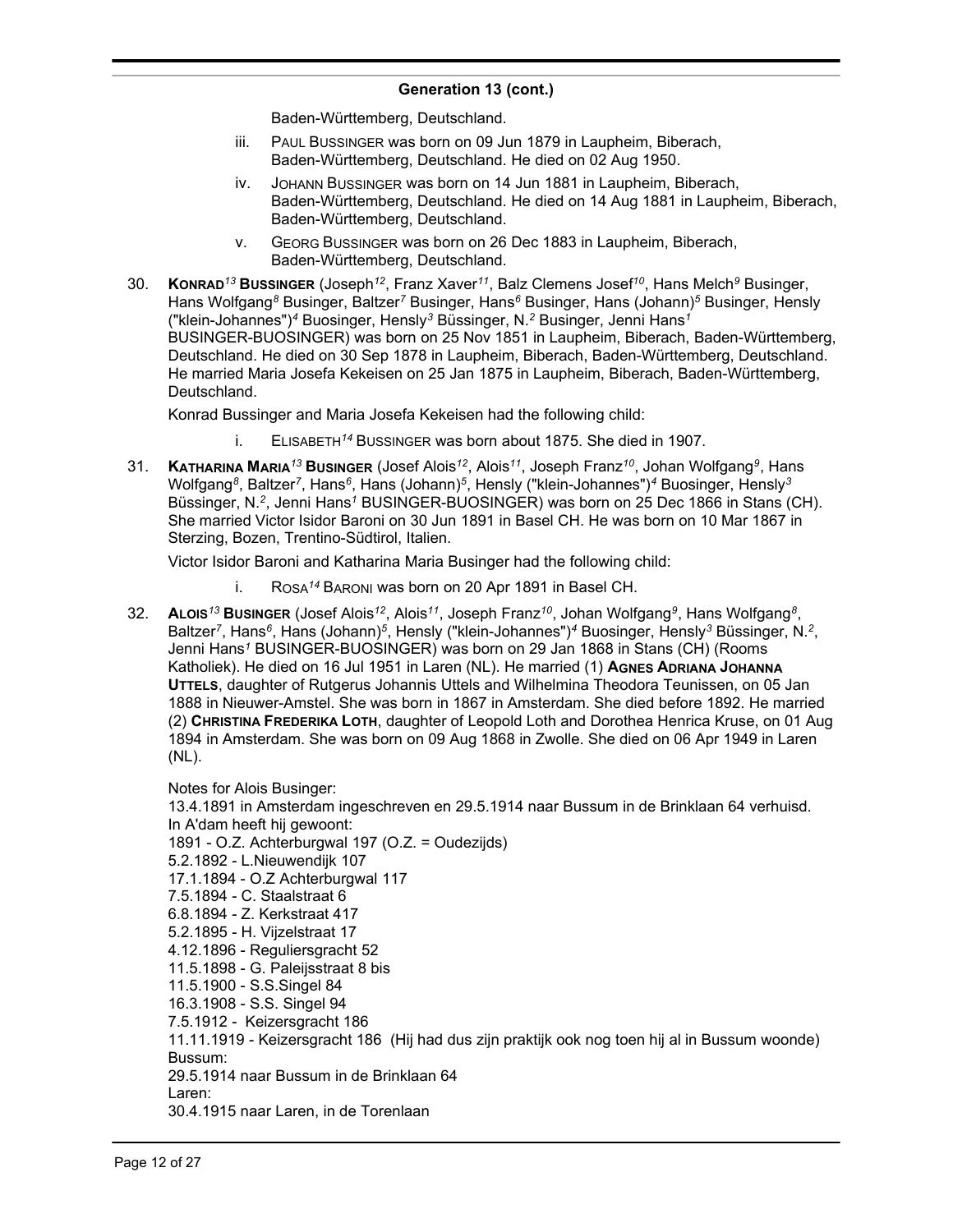### Generation 13 (cont.)

Baden-Württemberg, Deutschland.

iii. Paul Bussinger was born on 09 Jun 1879 in Laupheim, Biberach, Baden-Württemberg, Deutschland. He died on 02 Aug 1950.

iv. Johann Bussinger was born on 14 Jun 1881 in Laupheim, Biberach, Baden-Württemberg, Deutschland. He died on 14 Aug 1881 in Laupheim, Biberach, Baden-Württemberg, Deutschland.

v. Georg Bussinger was born on 26 Dec 1883 in Laupheim, Biberach, Baden-Württemberg, Deutschland.

30. **Konrad[13] Bussinger** (Joseph[12], Franz Xaver[11], Balz Clemens Josef[10], Hans Melch[9] Businger, Hans Wolfgang[8] Businger, Baltzer[7] Businger, Hans[6] Businger, Hans (Johann)[5] Businger, Hensly ("klein-Johannes")[4] Buosinger, Hensly[3] Büssinger, N.[2] Businger, Jenni Hans[1] BUSINGER-BUOSINGER) was born on 25 Nov 1851 in Laupheim, Biberach, Baden-Württemberg, Deutschland. He died on 30 Sep 1878 in Laupheim, Biberach, Baden-Württemberg, Deutschland. He married Maria Josefa Kekeisen on 25 Jan 1875 in Laupheim, Biberach, Baden-Württemberg, Deutschland.

Konrad Bussinger and Maria Josefa Kekeisen had the following child:

i. Elisabeth[14] Bussinger was born about 1875. She died in 1907.

31. **Katharina Maria[13] Businger** (Josef Alois[12], Alois[11], Joseph Franz[10], Johan Wolfgang[9], Hans Wolfgang[8], Baltzer[7], Hans[6], Hans (Johann)[5], Hensly ("klein-Johannes")[4] Buosinger, Hensly[3] Büssinger, N.[2], Jenni Hans[1] BUSINGER-BUOSINGER) was born on 25 Dec 1866 in Stans (CH). She married Victor Isidor Baroni on 30 Jun 1891 in Basel CH. He was born on 10 Mar 1867 in Sterzing, Bozen, Trentino-Südtirol, Italien.

Victor Isidor Baroni and Katharina Maria Businger had the following child:

i. Rosa[14] Baroni was born on 20 Apr 1891 in Basel CH.

32. **Alois[13] Businger** (Josef Alois[12], Alois[11], Joseph Franz[10], Johan Wolfgang[9], Hans Wolfgang[8], Baltzer[7], Hans[6], Hans (Johann)[5], Hensly ("klein-Johannes")[4] Buosinger, Hensly[3] Büssinger, N.[2], Jenni Hans[1] BUSINGER-BUOSINGER) was born on 29 Jan 1868 in Stans (CH) (Rooms Katholiek). He died on 16 Jul 1951 in Laren (NL). He married (1) **Agnes Adriana Johanna Uttels**, daughter of Rutgerus Johannis Uttels and Wilhelmina Theodora Teunissen, on 05 Jan 1888 in Nieuwer-Amstel. She was born in 1867 in Amsterdam. She died before 1892. He married (2) **Christina Frederika Loth**, daughter of Leopold Loth and Dorothea Henrica Kruse, on 01 Aug 1894 in Amsterdam. She was born on 09 Aug 1868 in Zwolle. She died on 06 Apr 1949 in Laren (NL).

Notes for Alois Businger:
13.4.1891 in Amsterdam ingeschreven en 29.5.1914 naar Bussum in de Brinklaan 64 verhuisd.
In A'dam heeft hij gewoont:
1891 - O.Z. Achterburgwal 197 (O.Z. = Oudezijds)
5.2.1892 - L.Nieuwendijk 107
17.1.1894 - O.Z Achterburgwal 117
7.5.1894 - C. Staalstraat 6
6.8.1894 - Z. Kerkstraat 417
5.2.1895 - H. Vijzelstraat 17
4.12.1896 - Reguliersgracht 52
11.5.1898 - G. Paleijsstraat 8 bis
11.5.1900 - S.S.Singel 84
16.3.1908 - S.S. Singel 94
7.5.1912 - Keizersgracht 186
11.11.1919 - Keizersgracht 186 (Hij had dus zijn praktijk ook nog toen hij al in Bussum woonde)
Bussum:
29.5.1914 naar Bussum in de Brinklaan 64
Laren:
30.4.1915 naar Laren, in de Torenlaan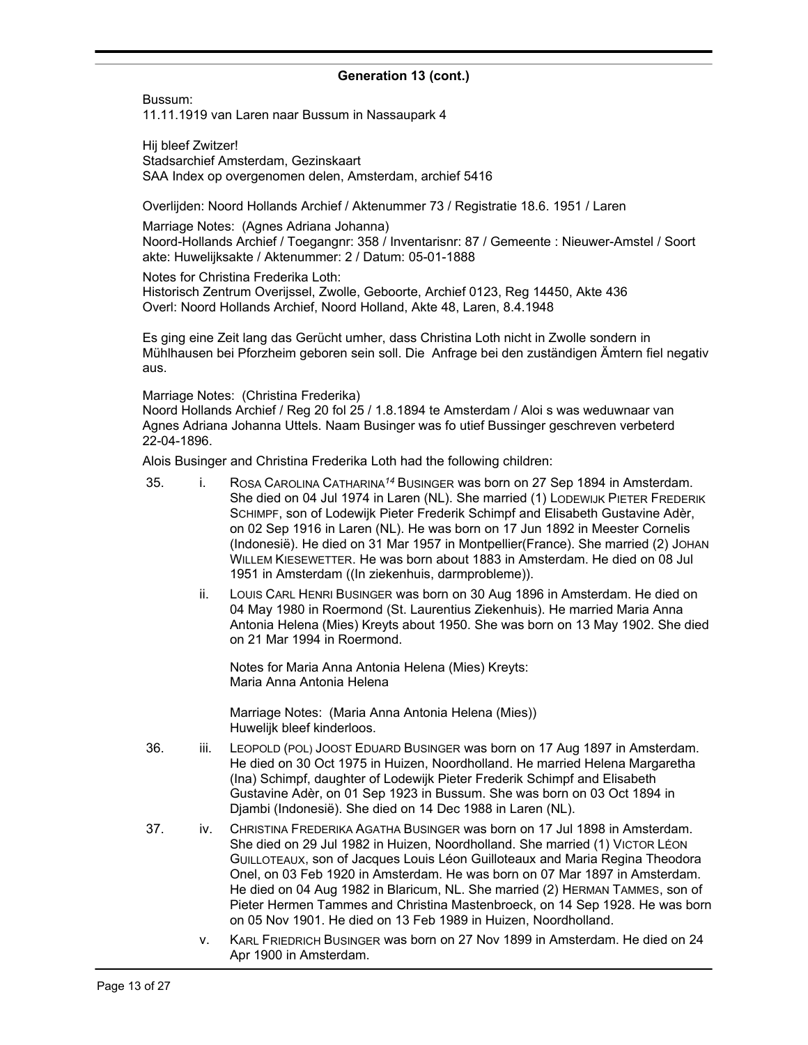## Generation 13 (cont.)

Bussum:
11.11.1919 van Laren naar Bussum in Nassaupark 4

Hij bleef Zwitzer!
Stadsarchief Amsterdam, Gezinskaart
SAA Index op overgenomen delen, Amsterdam, archief 5416

Overlijden: Noord Hollands Archief / Aktenummer 73 / Registratie 18.6. 1951 / Laren

Marriage Notes: (Agnes Adriana Johanna)
Noord-Hollands Archief / Toegangnr: 358 / Inventarisnr: 87 / Gemeente : Nieuwer-Amstel / Soort akte: Huwelijksakte / Aktenummer: 2 / Datum: 05-01-1888

Notes for Christina Frederika Loth:
Historisch Zentrum Overijssel, Zwolle, Geboorte, Archief 0123, Reg 14450, Akte 436
Overl: Noord Hollands Archief, Noord Holland, Akte 48, Laren, 8.4.1948

Es ging eine Zeit lang das Gerücht umher, dass Christina Loth nicht in Zwolle sondern in Mühlhausen bei Pforzheim geboren sein soll. Die Anfrage bei den zuständigen Ämtern fiel negativ aus.

Marriage Notes: (Christina Frederika)
Noord Hollands Archief / Reg 20 fol 25 / 1.8.1894 te Amsterdam / Aloi s was weduwnaar van Agnes Adriana Johanna Uttels. Naam Businger was fo utief Bussinger geschreven verbeterd 22-04-1896.

Alois Businger and Christina Frederika Loth had the following children:

35. i. ROSA CAROLINA CATHARINA[14] BUSINGER was born on 27 Sep 1894 in Amsterdam. She died on 04 Jul 1974 in Laren (NL). She married (1) LODEWIJK PIETER FREDERIK SCHIMPF, son of Lodewijk Pieter Frederik Schimpf and Elisabeth Gustavine Adèr, on 02 Sep 1916 in Laren (NL). He was born on 17 Jun 1892 in Meester Cornelis (Indonesië). He died on 31 Mar 1957 in Montpellier(France). She married (2) JOHAN WILLEM KIESEWETTER. He was born about 1883 in Amsterdam. He died on 08 Jul 1951 in Amsterdam ((In ziekenhuis, darmprobleme)).

ii. LOUIS CARL HENRI BUSINGER was born on 30 Aug 1896 in Amsterdam. He died on 04 May 1980 in Roermond (St. Laurentius Ziekenhuis). He married Maria Anna Antonia Helena (Mies) Kreyts about 1950. She was born on 13 May 1902. She died on 21 Mar 1994 in Roermond.

   Notes for Maria Anna Antonia Helena (Mies) Kreyts:
   Maria Anna Antonia Helena

   Marriage Notes: (Maria Anna Antonia Helena (Mies))
   Huwelijk bleef kinderloos.

36. iii. LEOPOLD (POL) JOOST EDUARD BUSINGER was born on 17 Aug 1897 in Amsterdam. He died on 30 Oct 1975 in Huizen, Noordholland. He married Helena Margaretha (Ina) Schimpf, daughter of Lodewijk Pieter Frederik Schimpf and Elisabeth Gustavine Adèr, on 01 Sep 1923 in Bussum. She was born on 03 Oct 1894 in Djambi (Indonesië). She died on 14 Dec 1988 in Laren (NL).

37. iv. CHRISTINA FREDERIKA AGATHA BUSINGER was born on 17 Jul 1898 in Amsterdam. She died on 29 Jul 1982 in Huizen, Noordholland. She married (1) VICTOR LÉON GUILLOTEAUX, son of Jacques Louis Léon Guilloteaux and Maria Regina Theodora Onel, on 03 Feb 1920 in Amsterdam. He was born on 07 Mar 1897 in Amsterdam. He died on 04 Aug 1982 in Blaricum, NL. She married (2) HERMAN TAMMES, son of Pieter Hermen Tammes and Christina Mastenbroeck, on 14 Sep 1928. He was born on 05 Nov 1901. He died on 13 Feb 1989 in Huizen, Noordholland.

v. KARL FRIEDRICH BUSINGER was born on 27 Nov 1899 in Amsterdam. He died on 24 Apr 1900 in Amsterdam.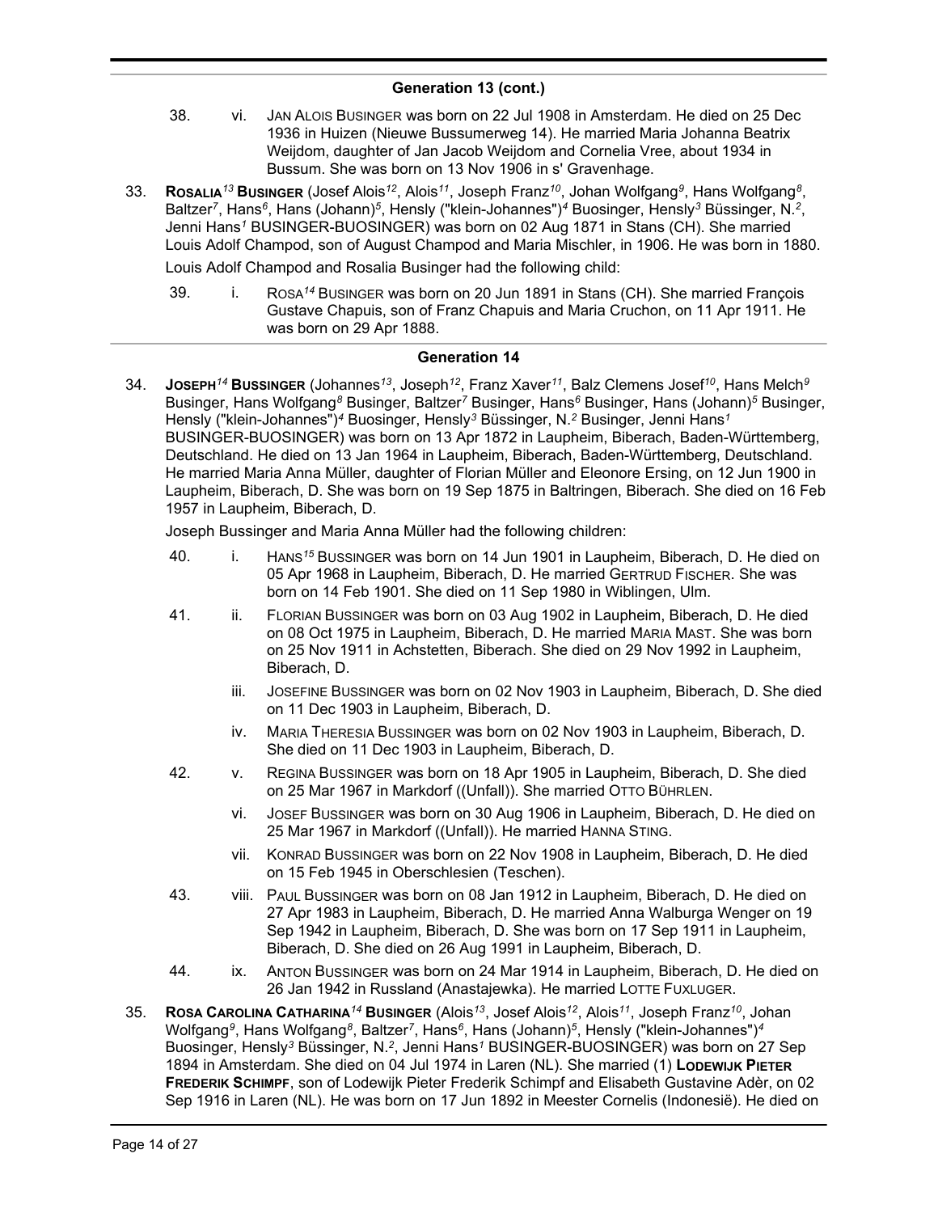## Generation 13 (cont.)

38. vi. JAN ALOIS BUSINGER was born on 22 Jul 1908 in Amsterdam. He died on 25 Dec 1936 in Huizen (Nieuwe Bussumerweg 14). He married Maria Johanna Beatrix Weijdom, daughter of Jan Jacob Weijdom and Cornelia Vree, about 1934 in Bussum. She was born on 13 Nov 1906 in s' Gravenhage.

33. **ROSALIA[13] BUSINGER** (Josef Alois[12], Alois[11], Joseph Franz[10], Johan Wolfgang[9], Hans Wolfgang[8], Baltzer[7], Hans[6], Hans (Johann)[5], Hensly ("klein-Johannes")[4] Buosinger, Hensly[3] Büssinger, N.[2], Jenni Hans[1] BUSINGER-BUOSINGER) was born on 02 Aug 1871 in Stans (CH). She married Louis Adolf Champod, son of August Champod and Maria Mischler, in 1906. He was born in 1880.

Louis Adolf Champod and Rosalia Businger had the following child:

39. i. ROSA[14] BUSINGER was born on 20 Jun 1891 in Stans (CH). She married François Gustave Chapuis, son of Franz Chapuis and Maria Cruchon, on 11 Apr 1911. He was born on 29 Apr 1888.

## Generation 14

34. **JOSEPH[14] BUSSINGER** (Johannes[13], Joseph[12], Franz Xaver[11], Balz Clemens Josef[10], Hans Melch[9] Businger, Hans Wolfgang[8] Businger, Baltzer[7] Businger, Hans[6] Businger, Hans (Johann)[5] Businger, Hensly ("klein-Johannes")[4] Buosinger, Hensly[3] Büssinger, N.[2] Businger, Jenni Hans[1] BUSINGER-BUOSINGER) was born on 13 Apr 1872 in Laupheim, Biberach, Baden-Württemberg, Deutschland. He died on 13 Jan 1964 in Laupheim, Biberach, Baden-Württemberg, Deutschland. He married Maria Anna Müller, daughter of Florian Müller and Eleonore Ersing, on 12 Jun 1900 in Laupheim, Biberach, D. She was born on 19 Sep 1875 in Baltringen, Biberach. She died on 16 Feb 1957 in Laupheim, Biberach, D.

Joseph Bussinger and Maria Anna Müller had the following children:

40. i. HANS[15] BUSSINGER was born on 14 Jun 1901 in Laupheim, Biberach, D. He died on 05 Apr 1968 in Laupheim, Biberach, D. He married GERTRUD FISCHER. She was born on 14 Feb 1901. She died on 11 Sep 1980 in Wiblingen, Ulm.

41. ii. FLORIAN BUSSINGER was born on 03 Aug 1902 in Laupheim, Biberach, D. He died on 08 Oct 1975 in Laupheim, Biberach, D. He married MARIA MAST. She was born on 25 Nov 1911 in Achstetten, Biberach. She died on 29 Nov 1992 in Laupheim, Biberach, D.

iii. JOSEFINE BUSSINGER was born on 02 Nov 1903 in Laupheim, Biberach, D. She died on 11 Dec 1903 in Laupheim, Biberach, D.

iv. MARIA THERESIA BUSSINGER was born on 02 Nov 1903 in Laupheim, Biberach, D. She died on 11 Dec 1903 in Laupheim, Biberach, D.

42. v. REGINA BUSSINGER was born on 18 Apr 1905 in Laupheim, Biberach, D. She died on 25 Mar 1967 in Markdorf ((Unfall)). She married OTTO BÜHRLEN.

vi. JOSEF BUSSINGER was born on 30 Aug 1906 in Laupheim, Biberach, D. He died on 25 Mar 1967 in Markdorf ((Unfall)). He married HANNA STING.

vii. KONRAD BUSSINGER was born on 22 Nov 1908 in Laupheim, Biberach, D. He died on 15 Feb 1945 in Oberschlesien (Teschen).

43. viii. PAUL BUSSINGER was born on 08 Jan 1912 in Laupheim, Biberach, D. He died on 27 Apr 1983 in Laupheim, Biberach, D. He married Anna Walburga Wenger on 19 Sep 1942 in Laupheim, Biberach, D. She was born on 17 Sep 1911 in Laupheim, Biberach, D. She died on 26 Aug 1991 in Laupheim, Biberach, D.

44. ix. ANTON BUSSINGER was born on 24 Mar 1914 in Laupheim, Biberach, D. He died on 26 Jan 1942 in Russland (Anastajewka). He married LOTTE FUXLUGER.

35. **ROSA CAROLINA CATHARINA[14] BUSINGER** (Alois[13], Josef Alois[12], Alois[11], Joseph Franz[10], Johan Wolfgang[9], Hans Wolfgang[8], Baltzer[7], Hans[6], Hans (Johann)[5], Hensly ("klein-Johannes")[4] Buosinger, Hensly[3] Büssinger, N.[2], Jenni Hans[1] BUSINGER-BUOSINGER) was born on 27 Sep 1894 in Amsterdam. She died on 04 Jul 1974 in Laren (NL). She married (1) **LODEWIJK PIETER FREDERIK SCHIMPF**, son of Lodewijk Pieter Frederik Schimpf and Elisabeth Gustavine Adèr, on 02 Sep 1916 in Laren (NL). He was born on 17 Jun 1892 in Meester Cornelis (Indonesië). He died on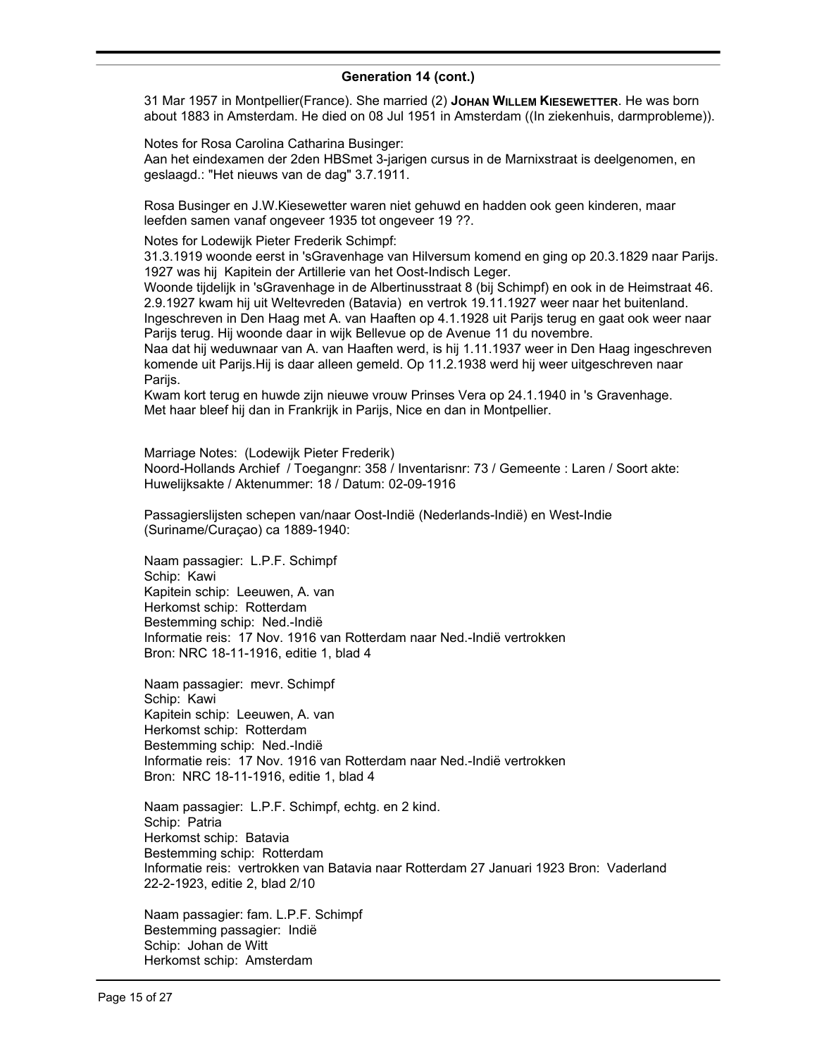## Generation 14 (cont.)

31 Mar 1957 in Montpellier(France). She married (2) **Johan Willem Kiesewetter**. He was born about 1883 in Amsterdam. He died on 08 Jul 1951 in Amsterdam ((In ziekenhuis, darmprobleme)).

Notes for Rosa Carolina Catharina Businger:
Aan het eindexamen der 2den HBSmet 3-jarigen cursus in de Marnixstraat is deelgenomen, en geslaagd.: "Het nieuws van de dag" 3.7.1911.

Rosa Businger en J.W.Kiesewetter waren niet gehuwd en hadden ook geen kinderen, maar leefden samen vanaf ongeveer 1935 tot ongeveer 19 ??.

Notes for Lodewijk Pieter Frederik Schimpf:
31.3.1919 woonde eerst in 'sGravenhage van Hilversum komend en ging op 20.3.1829 naar Parijs.
1927 was hij Kapitein der Artillerie van het Oost-Indisch Leger.
Woonde tijdelijk in 'sGravenhage in de Albertinusstraat 8 (bij Schimpf) en ook in de Heimstraat 46.
2.9.1927 kwam hij uit Weltevreden (Batavia) en vertrok 19.11.1927 weer naar het buitenland.
Ingeschreven in Den Haag met A. van Haaften op 4.1.1928 uit Parijs terug en gaat ook weer naar Parijs terug. Hij woonde daar in wijk Bellevue op de Avenue 11 du novembre.
Naa dat hij weduwnaar van A. van Haaften werd, is hij 1.11.1937 weer in Den Haag ingeschreven komende uit Parijs.Hij is daar alleen gemeld. Op 11.2.1938 werd hij weer uitgeschreven naar Parijs.
Kwam kort terug en huwde zijn nieuwe vrouw Prinses Vera op 24.1.1940 in 's Gravenhage.
Met haar bleef hij dan in Frankrijk in Parijs, Nice en dan in Montpellier.

Marriage Notes: (Lodewijk Pieter Frederik)
Noord-Hollands Archief / Toegangnr: 358 / Inventarisnr: 73 / Gemeente : Laren / Soort akte: Huwelijksakte / Aktenummer: 18 / Datum: 02-09-1916

Passagierslijsten schepen van/naar Oost-Indië (Nederlands-Indië) en West-Indie (Suriname/Curaçao) ca 1889-1940:

Naam passagier: L.P.F. Schimpf
Schip: Kawi
Kapitein schip: Leeuwen, A. van
Herkomst schip: Rotterdam
Bestemming schip: Ned.-Indië
Informatie reis: 17 Nov. 1916 van Rotterdam naar Ned.-Indië vertrokken
Bron: NRC 18-11-1916, editie 1, blad 4

Naam passagier: mevr. Schimpf
Schip: Kawi
Kapitein schip: Leeuwen, A. van
Herkomst schip: Rotterdam
Bestemming schip: Ned.-Indië
Informatie reis: 17 Nov. 1916 van Rotterdam naar Ned.-Indië vertrokken
Bron: NRC 18-11-1916, editie 1, blad 4

Naam passagier: L.P.F. Schimpf, echtg. en 2 kind.
Schip: Patria
Herkomst schip: Batavia
Bestemming schip: Rotterdam
Informatie reis: vertrokken van Batavia naar Rotterdam 27 Januari 1923 Bron: Vaderland 22-2-1923, editie 2, blad 2/10

Naam passagier: fam. L.P.F. Schimpf
Bestemming passagier: Indië
Schip: Johan de Witt
Herkomst schip: Amsterdam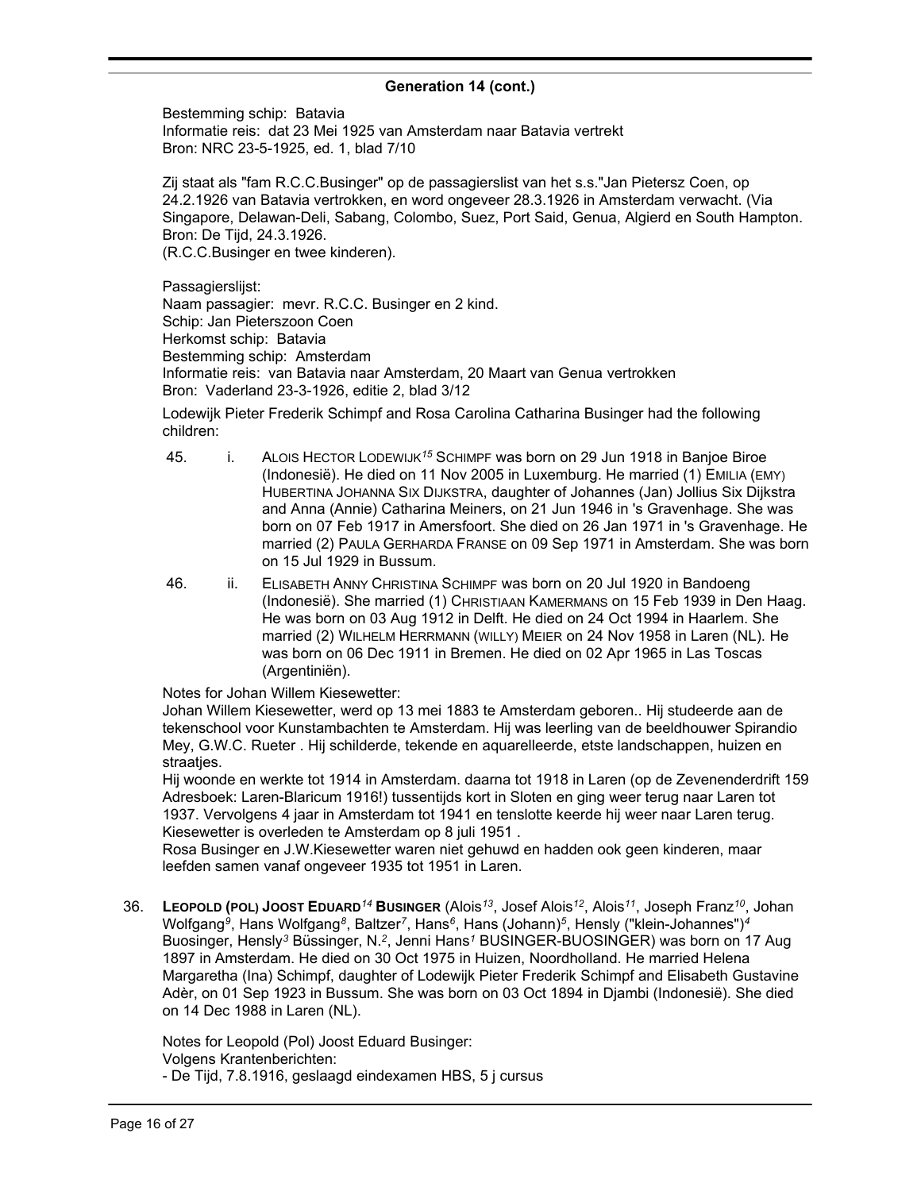**Generation 14 (cont.)**

Bestemming schip: Batavia
Informatie reis: dat 23 Mei 1925 van Amsterdam naar Batavia vertrekt
Bron: NRC 23-5-1925, ed. 1, blad 7/10

Zij staat als "fam R.C.C.Businger" op de passagierslist van het s.s."Jan Pietersz Coen, op 24.2.1926 van Batavia vertrokken, en word ongeveer 28.3.1926 in Amsterdam verwacht. (Via Singapore, Delawan-Deli, Sabang, Colombo, Suez, Port Said, Genua, Algierd en South Hampton. Bron: De Tijd, 24.3.1926.
(R.C.C.Businger en twee kinderen).

Passagierslijst:
Naam passagier: mevr. R.C.C. Businger en 2 kind.
Schip: Jan Pieterszoon Coen
Herkomst schip: Batavia
Bestemming schip: Amsterdam
Informatie reis: van Batavia naar Amsterdam, 20 Maart van Genua vertrokken
Bron: Vaderland 23-3-1926, editie 2, blad 3/12

Lodewijk Pieter Frederik Schimpf and Rosa Carolina Catharina Businger had the following children:

45. i. ALOIS HECTOR LODEWIJK[15] SCHIMPF was born on 29 Jun 1918 in Banjoe Biroe (Indonesië). He died on 11 Nov 2005 in Luxemburg. He married (1) EMILIA (EMY) HUBERTINA JOHANNA SIX DIJKSTRA, daughter of Johannes (Jan) Jollius Six Dijkstra and Anna (Annie) Catharina Meiners, on 21 Jun 1946 in 's Gravenhage. She was born on 07 Feb 1917 in Amersfoort. She died on 26 Jan 1971 in 's Gravenhage. He married (2) PAULA GERHARDA FRANSE on 09 Sep 1971 in Amsterdam. She was born on 15 Jul 1929 in Bussum.

46. ii. ELISABETH ANNY CHRISTINA SCHIMPF was born on 20 Jul 1920 in Bandoeng (Indonesië). She married (1) CHRISTIAAN KAMERMANS on 15 Feb 1939 in Den Haag. He was born on 03 Aug 1912 in Delft. He died on 24 Oct 1994 in Haarlem. She married (2) WILHELM HERRMANN (WILLY) MEIER on 24 Nov 1958 in Laren (NL). He was born on 06 Dec 1911 in Bremen. He died on 02 Apr 1965 in Las Toscas (Argentiniën).

Notes for Johan Willem Kiesewetter:
Johan Willem Kiesewetter, werd op 13 mei 1883 te Amsterdam geboren.. Hij studeerde aan de tekenschool voor Kunstambachten te Amsterdam. Hij was leerling van de beeldhouwer Spirandio Mey, G.W.C. Rueter . Hij schilderde, tekende en aquarelleerde, etste landschappen, huizen en straatjes.
Hij woonde en werkte tot 1914 in Amsterdam. daarna tot 1918 in Laren (op de Zevenenderdrift 159 Adresboek: Laren-Blaricum 1916!) tussentijds kort in Sloten en ging weer terug naar Laren tot 1937. Vervolgens 4 jaar in Amsterdam tot 1941 en tenslotte keerde hij weer naar Laren terug. Kiesewetter is overleden te Amsterdam op 8 juli 1951 .
Rosa Businger en J.W.Kiesewetter waren niet gehuwd en hadden ook geen kinderen, maar leefden samen vanaf ongeveer 1935 tot 1951 in Laren.

36. **LEOPOLD (POL) JOOST EDUARD[14] BUSINGER** (Alois[13], Josef Alois[12], Alois[11], Joseph Franz[10], Johan Wolfgang[9], Hans Wolfgang[8], Baltzer[7], Hans[6], Hans (Johann)[5], Hensly ("klein-Johannes")[4] Buosinger, Hensly[3] Büssinger, N.[2], Jenni Hans[1] BUSINGER-BUOSINGER) was born on 17 Aug 1897 in Amsterdam. He died on 30 Oct 1975 in Huizen, Noordholland. He married Helena Margaretha (Ina) Schimpf, daughter of Lodewijk Pieter Frederik Schimpf and Elisabeth Gustavine Adèr, on 01 Sep 1923 in Bussum. She was born on 03 Oct 1894 in Djambi (Indonesië). She died on 14 Dec 1988 in Laren (NL).

Notes for Leopold (Pol) Joost Eduard Businger:
Volgens Krantenberichten:
- De Tijd, 7.8.1916, geslaagd eindexamen HBS, 5 j cursus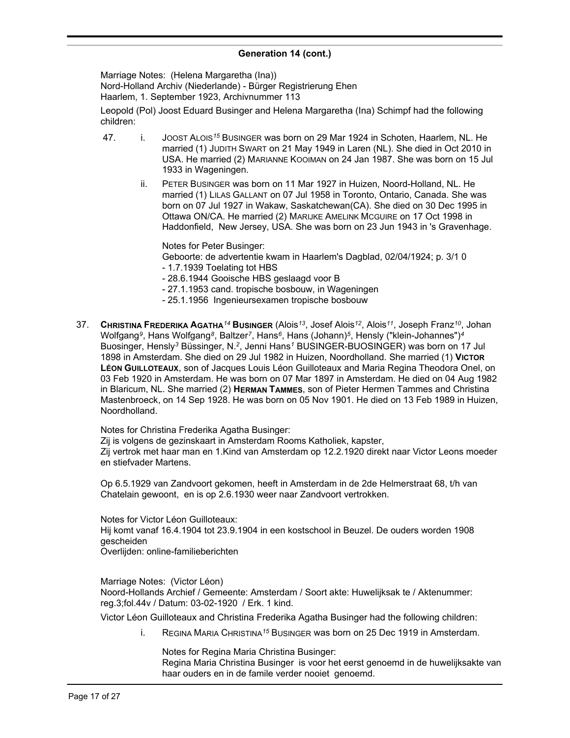## Generation 14 (cont.)

Marriage Notes: (Helena Margaretha (Ina))
Nord-Holland Archiv (Niederlande) - Bürger Registrierung Ehen
Haarlem, 1. September 1923, Archivnummer 113

Leopold (Pol) Joost Eduard Businger and Helena Margaretha (Ina) Schimpf had the following children:

47. i. JOOST ALOIS[15] BUSINGER was born on 29 Mar 1924 in Schoten, Haarlem, NL. He married (1) JUDITH SWART on 21 May 1949 in Laren (NL). She died in Oct 2010 in USA. He married (2) MARIANNE KOOIMAN on 24 Jan 1987. She was born on 15 Jul 1933 in Wageningen.

ii. PETER BUSINGER was born on 11 Mar 1927 in Huizen, Noord-Holland, NL. He married (1) LILAS GALLANT on 07 Jul 1958 in Toronto, Ontario, Canada. She was born on 07 Jul 1927 in Wakaw, Saskatchewan(CA). She died on 30 Dec 1995 in Ottawa ON/CA. He married (2) MARIJKE AMELINK MCGUIRE on 17 Oct 1998 in Haddonfield, New Jersey, USA. She was born on 23 Jun 1943 in 's Gravenhage.

Notes for Peter Businger:
Geboorte: de advertentie kwam in Haarlem's Dagblad, 02/04/1924; p. 3/1 0
- 1.7.1939 Toelating tot HBS
- 28.6.1944 Gooische HBS geslaagd voor B
- 27.1.1953 cand. tropische bosbouw, in Wageningen
- 25.1.1956 Ingenieursexamen tropische bosbouw

37. **CHRISTINA FREDERIKA AGATHA[14] BUSINGER** (Alois[13], Josef Alois[12], Alois[11], Joseph Franz[10], Johan Wolfgang[9], Hans Wolfgang[8], Baltzer[7], Hans[6], Hans (Johann)[5], Hensly ("klein-Johannes")[4] Buosinger, Hensly[3] Büssinger, N.[2], Jenni Hans[1] BUSINGER-BUOSINGER) was born on 17 Jul 1898 in Amsterdam. She died on 29 Jul 1982 in Huizen, Noordholland. She married (1) **VICTOR LÉON GUILLOTEAUX**, son of Jacques Louis Léon Guilloteaux and Maria Regina Theodora Onel, on 03 Feb 1920 in Amsterdam. He was born on 07 Mar 1897 in Amsterdam. He died on 04 Aug 1982 in Blaricum, NL. She married (2) **HERMAN TAMMES**, son of Pieter Hermen Tammes and Christina Mastenbroeck, on 14 Sep 1928. He was born on 05 Nov 1901. He died on 13 Feb 1989 in Huizen, Noordholland.

Notes for Christina Frederika Agatha Businger:
Zij is volgens de gezinskaart in Amsterdam Rooms Katholiek, kapster,
Zij vertrok met haar man en 1.Kind van Amsterdam op 12.2.1920 direkt naar Victor Leons moeder en stiefvader Martens.

Op 6.5.1929 van Zandvoort gekomen, heeft in Amsterdam in de 2de Helmerstraat 68, t/h van Chatelain gewoont, en is op 2.6.1930 weer naar Zandvoort vertrokken.

Notes for Victor Léon Guilloteaux:
Hij komt vanaf 16.4.1904 tot 23.9.1904 in een kostschool in Beuzel. De ouders worden 1908 gescheiden
Overlijden: online-familieberichten

Marriage Notes: (Victor Léon)
Noord-Hollands Archief / Gemeente: Amsterdam / Soort akte: Huwelijksak te / Aktenummer: reg.3;fol.44v / Datum: 03-02-1920 / Erk. 1 kind.

Victor Léon Guilloteaux and Christina Frederika Agatha Businger had the following children:

i. REGINA MARIA CHRISTINA[15] BUSINGER was born on 25 Dec 1919 in Amsterdam.

Notes for Regina Maria Christina Businger:
Regina Maria Christina Businger is voor het eerst genoemd in de huwelijksakte van haar ouders en in de famile verder nooiet genoemd.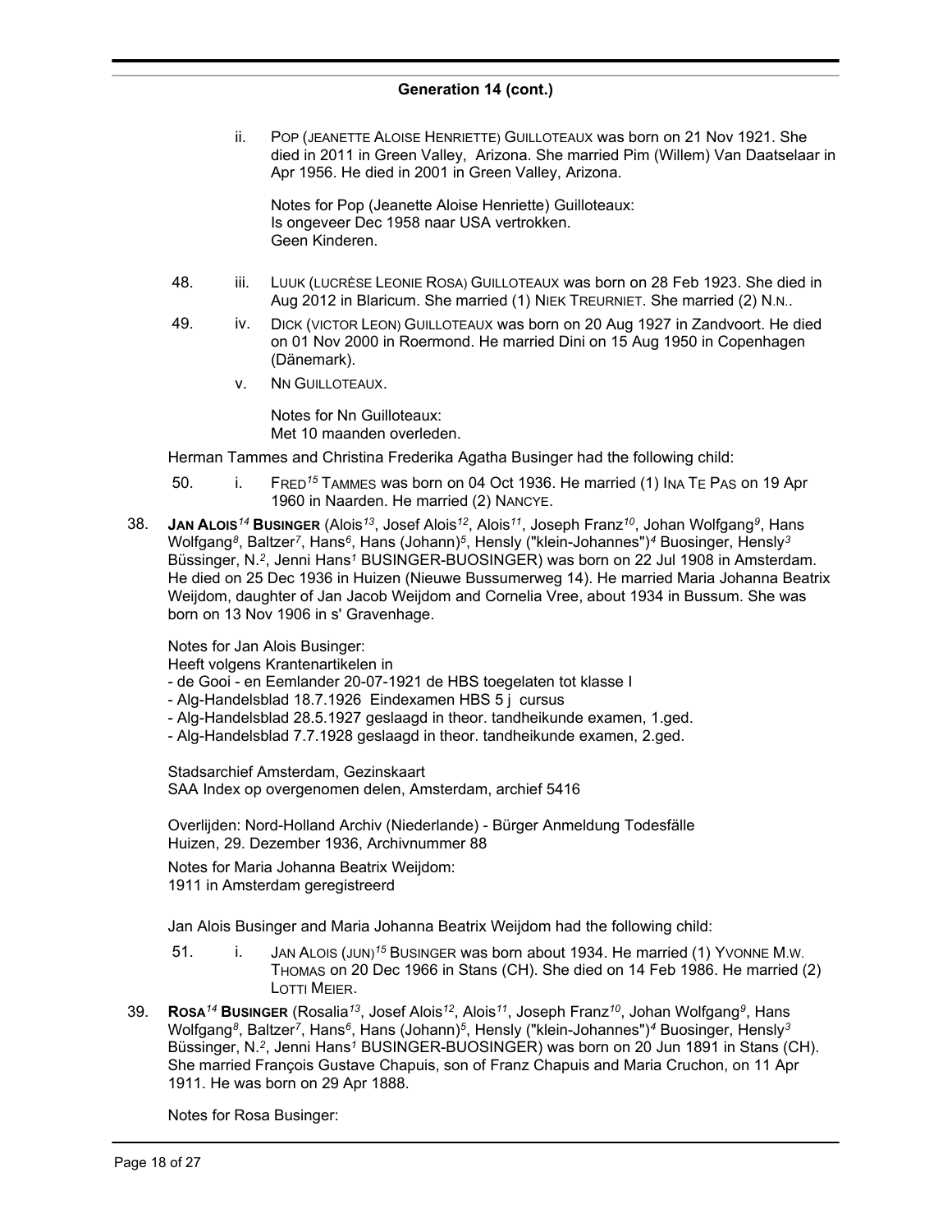## Generation 14 (cont.)

ii. POP (JEANETTE ALOISE HENRIETTE) GUILLOTEAUX was born on 21 Nov 1921. She died in 2011 in Green Valley, Arizona. She married Pim (Willem) Van Daatselaar in Apr 1956. He died in 2001 in Green Valley, Arizona.

Notes for Pop (Jeanette Aloise Henriette) Guilloteaux:
Is ongeveer Dec 1958 naar USA vertrokken.
Geen Kinderen.

48. iii. LUUK (LUCRÈSE LEONIE ROSA) GUILLOTEAUX was born on 28 Feb 1923. She died in Aug 2012 in Blaricum. She married (1) NIEK TREURNIET. She married (2) N.N..

49. iv. DICK (VICTOR LEON) GUILLOTEAUX was born on 20 Aug 1927 in Zandvoort. He died on 01 Nov 2000 in Roermond. He married Dini on 15 Aug 1950 in Copenhagen (Dänemark).

v. NN GUILLOTEAUX.

Notes for Nn Guilloteaux:
Met 10 maanden overleden.

Herman Tammes and Christina Frederika Agatha Businger had the following child:

50. i. FRED[15] TAMMES was born on 04 Oct 1936. He married (1) INA TE PAS on 19 Apr 1960 in Naarden. He married (2) NANCYE.

38. **JAN ALOIS[14] BUSINGER** (Alois[13], Josef Alois[12], Alois[11], Joseph Franz[10], Johan Wolfgang[9], Hans Wolfgang[8], Baltzer[7], Hans[6], Hans (Johann)[5], Hensly ("klein-Johannes")[4] Buosinger, Hensly[3] Büssinger, N.[2], Jenni Hans[1] BUSINGER-BUOSINGER) was born on 22 Jul 1908 in Amsterdam. He died on 25 Dec 1936 in Huizen (Nieuwe Bussumerweg 14). He married Maria Johanna Beatrix Weijdom, daughter of Jan Jacob Weijdom and Cornelia Vree, about 1934 in Bussum. She was born on 13 Nov 1906 in s' Gravenhage.

Notes for Jan Alois Businger:
Heeft volgens Krantenartikelen in
- de Gooi - en Eemlander 20-07-1921 de HBS toegelaten tot klasse I
- Alg-Handelsblad 18.7.1926 Eindexamen HBS 5 j cursus
- Alg-Handelsblad 28.5.1927 geslaagd in theor. tandheikunde examen, 1.ged.
- Alg-Handelsblad 7.7.1928 geslaagd in theor. tandheikunde examen, 2.ged.

Stadsarchief Amsterdam, Gezinskaart
SAA Index op overgenomen delen, Amsterdam, archief 5416

Overlijden: Nord-Holland Archiv (Niederlande) - Bürger Anmeldung Todesfälle
Huizen, 29. Dezember 1936, Archivnummer 88

Notes for Maria Johanna Beatrix Weijdom:
1911 in Amsterdam geregistreerd

Jan Alois Businger and Maria Johanna Beatrix Weijdom had the following child:

51. i. JAN ALOIS (JUN)[15] BUSINGER was born about 1934. He married (1) YVONNE M.W. THOMAS on 20 Dec 1966 in Stans (CH). She died on 14 Feb 1986. He married (2) LOTTI MEIER.

39. **ROSA[14] BUSINGER** (Rosalia[13], Josef Alois[12], Alois[11], Joseph Franz[10], Johan Wolfgang[9], Hans Wolfgang[8], Baltzer[7], Hans[6], Hans (Johann)[5], Hensly ("klein-Johannes")[4] Buosinger, Hensly[3] Büssinger, N.[2], Jenni Hans[1] BUSINGER-BUOSINGER) was born on 20 Jun 1891 in Stans (CH). She married François Gustave Chapuis, son of Franz Chapuis and Maria Cruchon, on 11 Apr 1911. He was born on 29 Apr 1888.

Notes for Rosa Businger: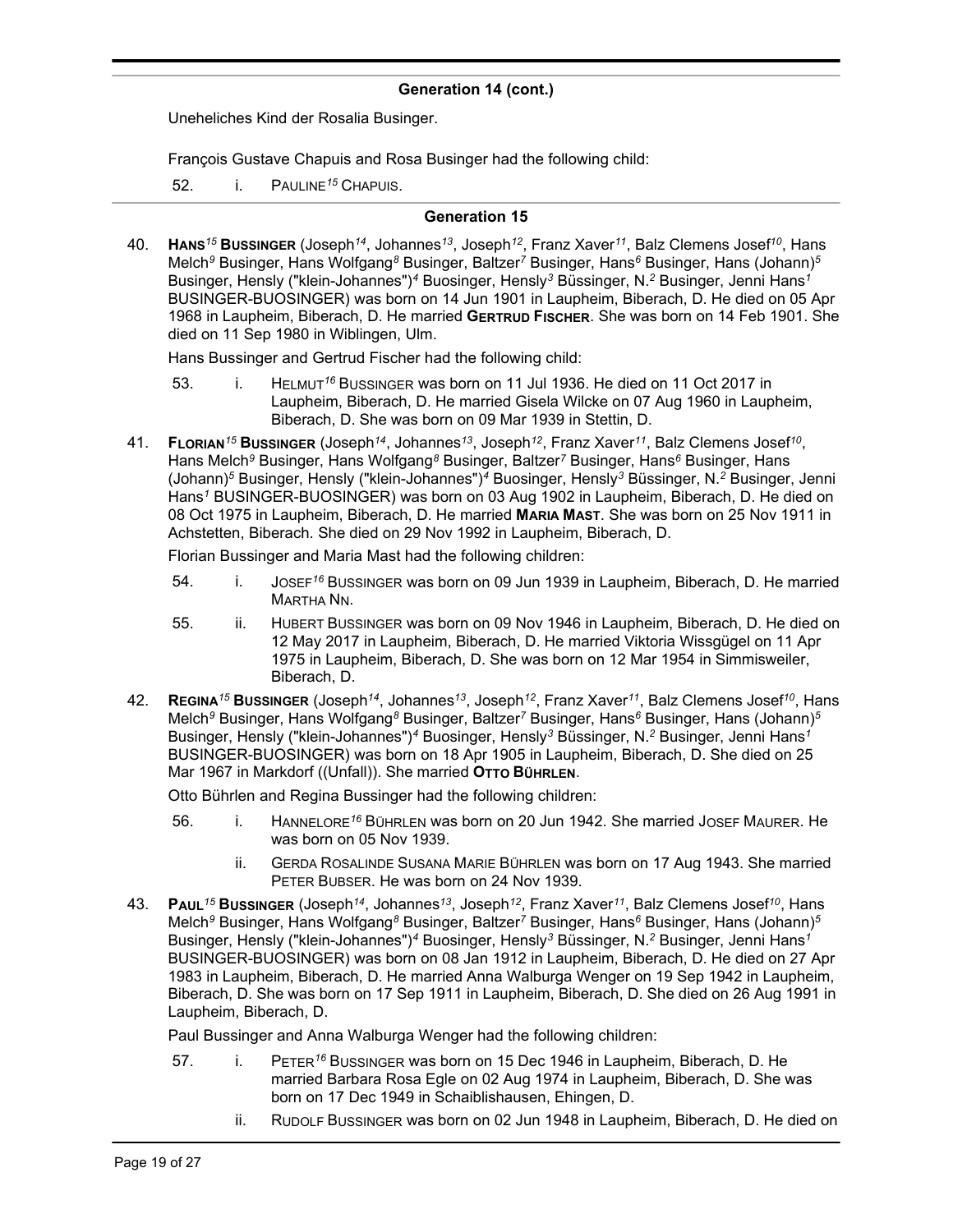### Generation 14 (cont.)

Uneheliches Kind der Rosalia Businger.

François Gustave Chapuis and Rosa Businger had the following child:

52. i. PAULINE[15] CHAPUIS.

### Generation 15

40. **HANS[15] BUSSINGER** (Joseph[14], Johannes[13], Joseph[12], Franz Xaver[11], Balz Clemens Josef[10], Hans Melch[9] Businger, Hans Wolfgang[8] Businger, Baltzer[7] Businger, Hans[6] Businger, Hans (Johann)[5] Businger, Hensly ("klein-Johannes")[4] Buosinger, Hensly[3] Büssinger, N.[2] Businger, Jenni Hans[1] BUSINGER-BUOSINGER) was born on 14 Jun 1901 in Laupheim, Biberach, D. He died on 05 Apr 1968 in Laupheim, Biberach, D. He married **GERTRUD FISCHER**. She was born on 14 Feb 1901. She died on 11 Sep 1980 in Wiblingen, Ulm.

    Hans Bussinger and Gertrud Fischer had the following child:

    53. i. HELMUT[16] BUSSINGER was born on 11 Jul 1936. He died on 11 Oct 2017 in Laupheim, Biberach, D. He married Gisela Wilcke on 07 Aug 1960 in Laupheim, Biberach, D. She was born on 09 Mar 1939 in Stettin, D.

41. **FLORIAN[15] BUSSINGER** (Joseph[14], Johannes[13], Joseph[12], Franz Xaver[11], Balz Clemens Josef[10], Hans Melch[9] Businger, Hans Wolfgang[8] Businger, Baltzer[7] Businger, Hans[6] Businger, Hans (Johann)[5] Businger, Hensly ("klein-Johannes")[4] Buosinger, Hensly[3] Büssinger, N.[2] Businger, Jenni Hans[1] BUSINGER-BUOSINGER) was born on 03 Aug 1902 in Laupheim, Biberach, D. He died on 08 Oct 1975 in Laupheim, Biberach, D. He married **MARIA MAST**. She was born on 25 Nov 1911 in Achstetten, Biberach. She died on 29 Nov 1992 in Laupheim, Biberach, D.

    Florian Bussinger and Maria Mast had the following children:

    54. i. JOSEF[16] BUSSINGER was born on 09 Jun 1939 in Laupheim, Biberach, D. He married MARTHA NN.

    55. ii. HUBERT BUSSINGER was born on 09 Nov 1946 in Laupheim, Biberach, D. He died on 12 May 2017 in Laupheim, Biberach, D. He married Viktoria Wissgügel on 11 Apr 1975 in Laupheim, Biberach, D. She was born on 12 Mar 1954 in Simmisweiler, Biberach, D.

42. **REGINA[15] BUSSINGER** (Joseph[14], Johannes[13], Joseph[12], Franz Xaver[11], Balz Clemens Josef[10], Hans Melch[9] Businger, Hans Wolfgang[8] Businger, Baltzer[7] Businger, Hans[6] Businger, Hans (Johann)[5] Businger, Hensly ("klein-Johannes")[4] Buosinger, Hensly[3] Büssinger, N.[2] Businger, Jenni Hans[1] BUSINGER-BUOSINGER) was born on 18 Apr 1905 in Laupheim, Biberach, D. She died on 25 Mar 1967 in Markdorf ((Unfall)). She married **OTTO BÜHRLEN**.

    Otto Bührlen and Regina Bussinger had the following children:

    56. i. HANNELORE[16] BÜHRLEN was born on 20 Jun 1942. She married JOSEF MAURER. He was born on 05 Nov 1939.

    ii. GERDA ROSALINDE SUSANA MARIE BÜHRLEN was born on 17 Aug 1943. She married PETER BUBSER. He was born on 24 Nov 1939.

43. **PAUL[15] BUSSINGER** (Joseph[14], Johannes[13], Joseph[12], Franz Xaver[11], Balz Clemens Josef[10], Hans Melch[9] Businger, Hans Wolfgang[8] Businger, Baltzer[7] Businger, Hans[6] Businger, Hans (Johann)[5] Businger, Hensly ("klein-Johannes")[4] Buosinger, Hensly[3] Büssinger, N.[2] Businger, Jenni Hans[1] BUSINGER-BUOSINGER) was born on 08 Jan 1912 in Laupheim, Biberach, D. He died on 27 Apr 1983 in Laupheim, Biberach, D. He married Anna Walburga Wenger on 19 Sep 1942 in Laupheim, Biberach, D. She was born on 17 Sep 1911 in Laupheim, Biberach, D. She died on 26 Aug 1991 in Laupheim, Biberach, D.

    Paul Bussinger and Anna Walburga Wenger had the following children:

    57. i. PETER[16] BUSSINGER was born on 15 Dec 1946 in Laupheim, Biberach, D. He married Barbara Rosa Egle on 02 Aug 1974 in Laupheim, Biberach, D. She was born on 17 Dec 1949 in Schaiblishausen, Ehingen, D.

    ii. RUDOLF BUSSINGER was born on 02 Jun 1948 in Laupheim, Biberach, D. He died on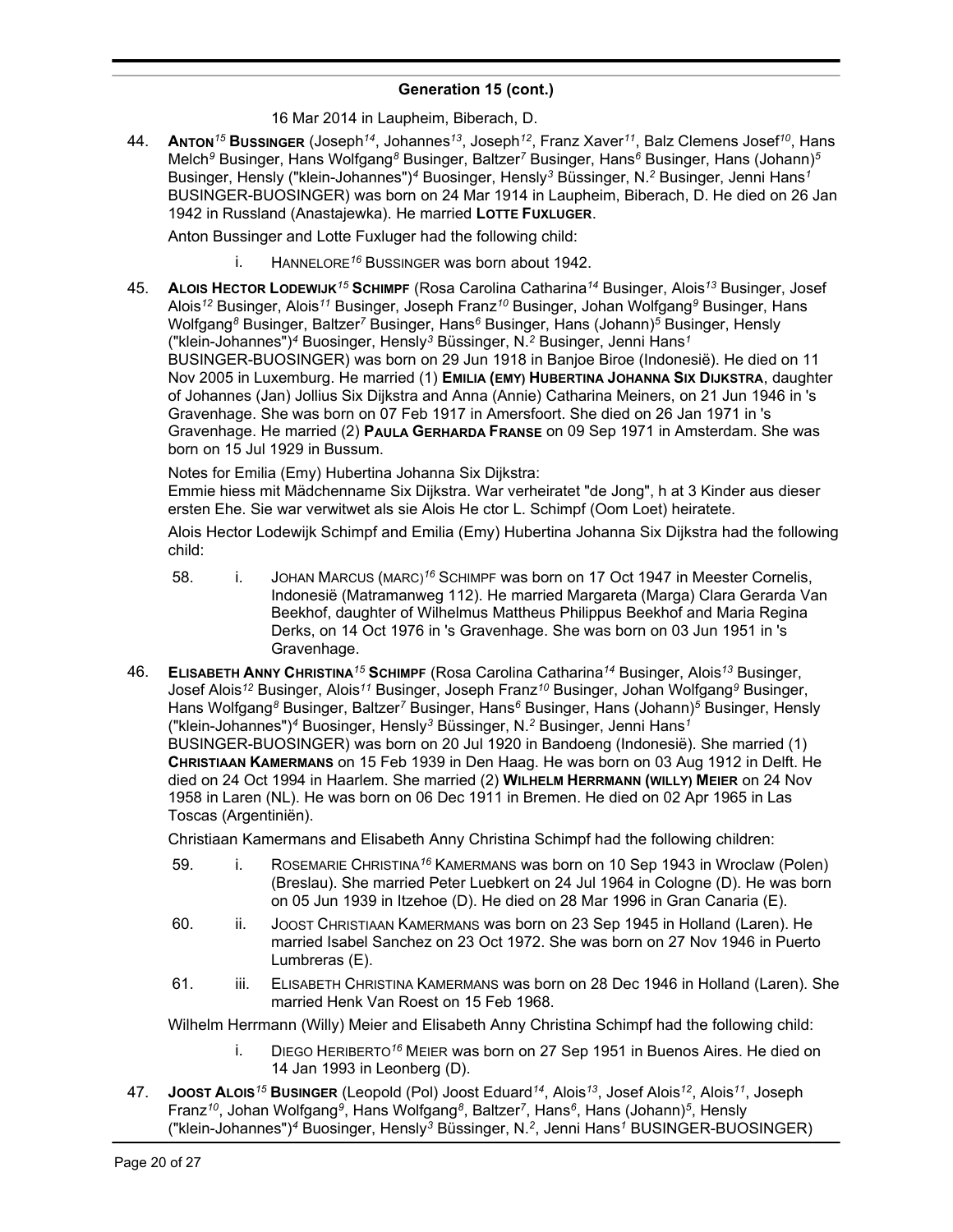## Generation 15 (cont.)

16 Mar 2014 in Laupheim, Biberach, D.

44. **ANTON[15] BUSSINGER** (Joseph[14], Johannes[13], Joseph[12], Franz Xaver[11], Balz Clemens Josef[10], Hans Melch[9] Businger, Hans Wolfgang[8] Businger, Baltzer[7] Businger, Hans[6] Businger, Hans (Johann)[5] Businger, Hensly ("klein-Johannes")[4] Buosinger, Hensly[3] Büssinger, N.[2] Businger, Jenni Hans[1] BUSINGER-BUOSINGER) was born on 24 Mar 1914 in Laupheim, Biberach, D. He died on 26 Jan 1942 in Russland (Anastajewka). He married **LOTTE FUXLUGER**.

    Anton Bussinger and Lotte Fuxluger had the following child:

    i. HANNELORE[16] BUSSINGER was born about 1942.

45. **ALOIS HECTOR LODEWIJK[15] SCHIMPF** (Rosa Carolina Catharina[14] Businger, Alois[13] Businger, Josef Alois[12] Businger, Alois[11] Businger, Joseph Franz[10] Businger, Johan Wolfgang[9] Businger, Hans Wolfgang[8] Businger, Baltzer[7] Businger, Hans[6] Businger, Hans (Johann)[5] Businger, Hensly ("klein-Johannes")[4] Buosinger, Hensly[3] Büssinger, N.[2] Businger, Jenni Hans[1] BUSINGER-BUOSINGER) was born on 29 Jun 1918 in Banjoe Biroe (Indonesië). He died on 11 Nov 2005 in Luxemburg. He married (1) **EMILIA (EMY) HUBERTINA JOHANNA SIX DIJKSTRA**, daughter of Johannes (Jan) Jollius Six Dijkstra and Anna (Annie) Catharina Meiners, on 21 Jun 1946 in 's Gravenhage. She was born on 07 Feb 1917 in Amersfoort. She died on 26 Jan 1971 in 's Gravenhage. He married (2) **PAULA GERHARDA FRANSE** on 09 Sep 1971 in Amsterdam. She was born on 15 Jul 1929 in Bussum.

    Notes for Emilia (Emy) Hubertina Johanna Six Dijkstra:
    Emmie hiess mit Mädchenname Six Dijkstra. War verheiratet "de Jong", h at 3 Kinder aus dieser ersten Ehe. Sie war verwitwet als sie Alois He ctor L. Schimpf (Oom Loet) heiratete.

    Alois Hector Lodewijk Schimpf and Emilia (Emy) Hubertina Johanna Six Dijkstra had the following child:

    58. i. JOHAN MARCUS (MARC)[16] SCHIMPF was born on 17 Oct 1947 in Meester Cornelis, Indonesië (Matramanweg 112). He married Margareta (Marga) Clara Gerarda Van Beekhof, daughter of Wilhelmus Mattheus Philippus Beekhof and Maria Regina Derks, on 14 Oct 1976 in 's Gravenhage. She was born on 03 Jun 1951 in 's Gravenhage.

46. **ELISABETH ANNY CHRISTINA[15] SCHIMPF** (Rosa Carolina Catharina[14] Businger, Alois[13] Businger, Josef Alois[12] Businger, Alois[11] Businger, Joseph Franz[10] Businger, Johan Wolfgang[9] Businger, Hans Wolfgang[8] Businger, Baltzer[7] Businger, Hans[6] Businger, Hans (Johann)[5] Businger, Hensly ("klein-Johannes")[4] Buosinger, Hensly[3] Büssinger, N.[2] Businger, Jenni Hans[1] BUSINGER-BUOSINGER) was born on 20 Jul 1920 in Bandoeng (Indonesië). She married (1) **CHRISTIAAN KAMERMANS** on 15 Feb 1939 in Den Haag. He was born on 03 Aug 1912 in Delft. He died on 24 Oct 1994 in Haarlem. She married (2) **WILHELM HERRMANN (WILLY) MEIER** on 24 Nov 1958 in Laren (NL). He was born on 06 Dec 1911 in Bremen. He died on 02 Apr 1965 in Las Toscas (Argentiniën).

    Christiaan Kamermans and Elisabeth Anny Christina Schimpf had the following children:

    59. i. ROSEMARIE CHRISTINA[16] KAMERMANS was born on 10 Sep 1943 in Wroclaw (Polen) (Breslau). She married Peter Luebkert on 24 Jul 1964 in Cologne (D). He was born on 05 Jun 1939 in Itzehoe (D). He died on 28 Mar 1996 in Gran Canaria (E).

    60. ii. JOOST CHRISTIAAN KAMERMANS was born on 23 Sep 1945 in Holland (Laren). He married Isabel Sanchez on 23 Oct 1972. She was born on 27 Nov 1946 in Puerto Lumbreras (E).

    61. iii. ELISABETH CHRISTINA KAMERMANS was born on 28 Dec 1946 in Holland (Laren). She married Henk Van Roest on 15 Feb 1968.

    Wilhelm Herrmann (Willy) Meier and Elisabeth Anny Christina Schimpf had the following child:

    i. DIEGO HERIBERTO[16] MEIER was born on 27 Sep 1951 in Buenos Aires. He died on 14 Jan 1993 in Leonberg (D).

47. **JOOST ALOIS[15] BUSINGER** (Leopold (Pol) Joost Eduard[14], Alois[13], Josef Alois[12], Alois[11], Joseph Franz[10], Johan Wolfgang[9], Hans Wolfgang[8], Baltzer[7], Hans[6], Hans (Johann)[5], Hensly ("klein-Johannes")[4] Buosinger, Hensly[3] Büssinger, N.[2], Jenni Hans[1] BUSINGER-BUOSINGER)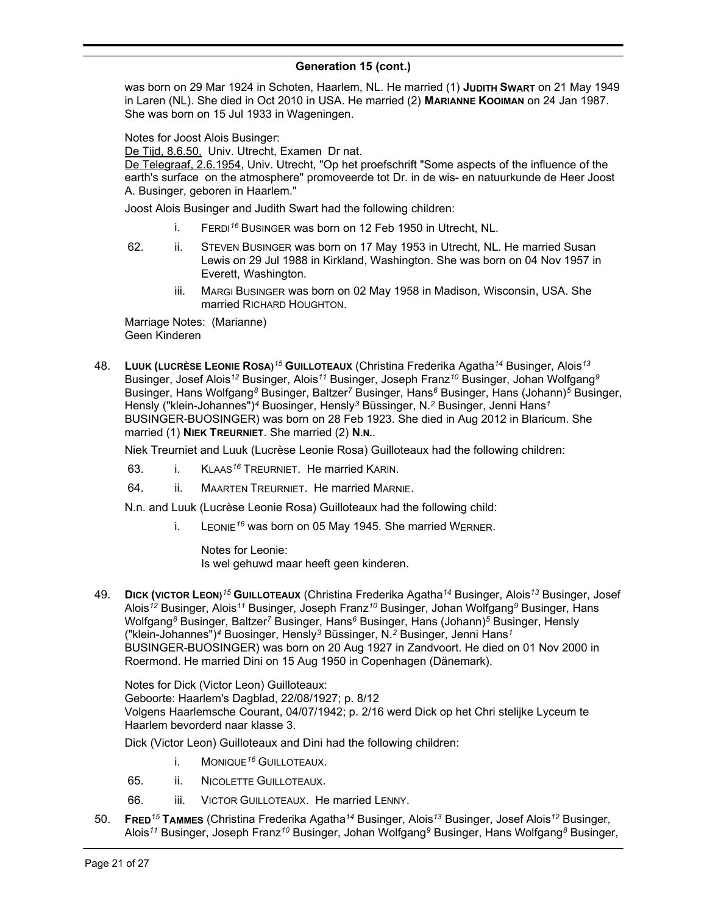## Generation 15 (cont.)

was born on 29 Mar 1924 in Schoten, Haarlem, NL. He married (1) **Judith Swart** on 21 May 1949 in Laren (NL). She died in Oct 2010 in USA. He married (2) **Marianne Kooiman** on 24 Jan 1987. She was born on 15 Jul 1933 in Wageningen.

Notes for Joost Alois Businger:
De Tijd, 8.6.50, Univ. Utrecht, Examen Dr nat.
De Telegraaf, 2.6.1954, Univ. Utrecht, "Op het proefschrift "Some aspects of the influence of the earth's surface on the atmosphere" promoveerde tot Dr. in de wis- en natuurkunde de Heer Joost A. Businger, geboren in Haarlem."

Joost Alois Businger and Judith Swart had the following children:

- i. Ferdi[16] Businger was born on 12 Feb 1950 in Utrecht, NL.
- 62. ii. Steven Businger was born on 17 May 1953 in Utrecht, NL. He married Susan Lewis on 29 Jul 1988 in Kirkland, Washington. She was born on 04 Nov 1957 in Everett, Washington.
- iii. Margi Businger was born on 02 May 1958 in Madison, Wisconsin, USA. She married Richard Houghton.

Marriage Notes: (Marianne)
Geen Kinderen

48. **Luuk (Lucrèse Leonie Rosa)[15] Guilloteaux** (Christina Frederika Agatha[14] Businger, Alois[13] Businger, Josef Alois[12] Businger, Alois[11] Businger, Joseph Franz[10] Businger, Johan Wolfgang[9] Businger, Hans Wolfgang[8] Businger, Baltzer[7] Businger, Hans[6] Businger, Hans (Johann)[5] Businger, Hensly ("klein-Johannes")[4] Buosinger, Hensly[3] Büssinger, N.[2] Businger, Jenni Hans[1] BUSINGER-BUOSINGER) was born on 28 Feb 1923. She died in Aug 2012 in Blaricum. She married (1) **Niek Treurniet**. She married (2) **N.n.**.

Niek Treurniet and Luuk (Lucrèse Leonie Rosa) Guilloteaux had the following children:

- 63. i. Klaas[16] Treurniet. He married Karin.
- 64. ii. Maarten Treurniet. He married Marnie.

N.n. and Luuk (Lucrèse Leonie Rosa) Guilloteaux had the following child:

- i. Leonie[16] was born on 05 May 1945. She married Werner.

  Notes for Leonie:
  Is wel gehuwd maar heeft geen kinderen.

49. **Dick (Victor Leon)[15] Guilloteaux** (Christina Frederika Agatha[14] Businger, Alois[13] Businger, Josef Alois[12] Businger, Alois[11] Businger, Joseph Franz[10] Businger, Johan Wolfgang[9] Businger, Hans Wolfgang[8] Businger, Baltzer[7] Businger, Hans[6] Businger, Hans (Johann)[5] Businger, Hensly ("klein-Johannes")[4] Buosinger, Hensly[3] Büssinger, N.[2] Businger, Jenni Hans[1] BUSINGER-BUOSINGER) was born on 20 Aug 1927 in Zandvoort. He died on 01 Nov 2000 in Roermond. He married Dini on 15 Aug 1950 in Copenhagen (Dänemark).

Notes for Dick (Victor Leon) Guilloteaux:
Geboorte: Haarlem's Dagblad, 22/08/1927; p. 8/12
Volgens Haarlemsche Courant, 04/07/1942; p. 2/16 werd Dick op het Chri stelijke Lyceum te Haarlem bevorderd naar klasse 3.

Dick (Victor Leon) Guilloteaux and Dini had the following children:

- i. Monique[16] Guilloteaux.
- 65. ii. Nicolette Guilloteaux.
- 66. iii. Victor Guilloteaux. He married Lenny.

50. **Fred[15] Tammes** (Christina Frederika Agatha[14] Businger, Alois[13] Businger, Josef Alois[12] Businger, Alois[11] Businger, Joseph Franz[10] Businger, Johan Wolfgang[9] Businger, Hans Wolfgang[8] Businger,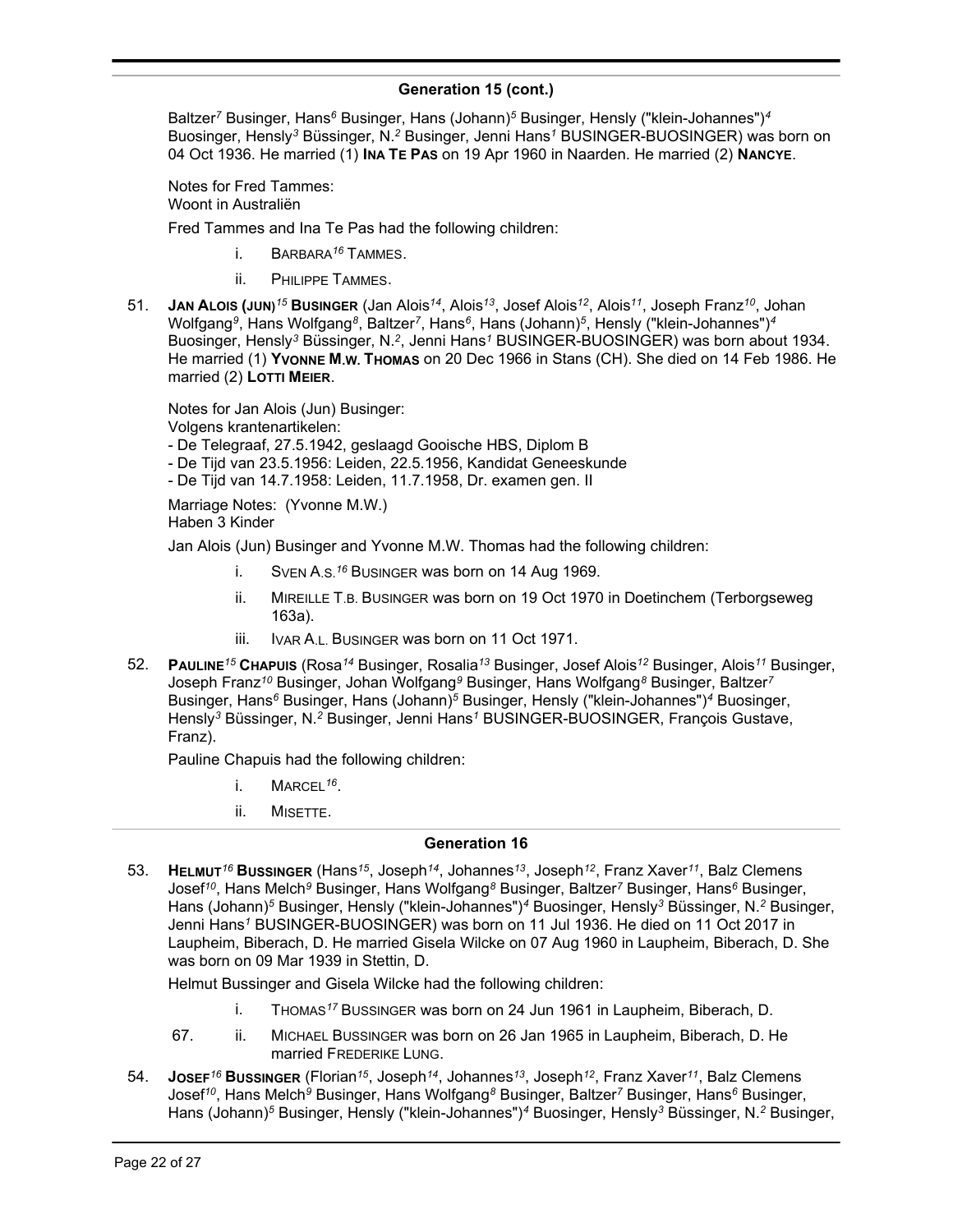## Generation 15 (cont.)

Baltzer[7] Businger, Hans[6] Businger, Hans (Johann)[5] Businger, Hensly ("klein-Johannes")[4] Buosinger, Hensly[3] Büssinger, N.[2] Businger, Jenni Hans[1] BUSINGER-BUOSINGER) was born on 04 Oct 1936. He married (1) **Ina Te Pas** on 19 Apr 1960 in Naarden. He married (2) **Nancye**.

Notes for Fred Tammes:
Woont in Australiën

Fred Tammes and Ina Te Pas had the following children:

- i. Barbara[16] Tammes.
- ii. Philippe Tammes.

51. **Jan Alois (Jun)[15] Businger** (Jan Alois[14], Alois[13], Josef Alois[12], Alois[11], Joseph Franz[10], Johan Wolfgang[9], Hans Wolfgang[8], Baltzer[7], Hans[6], Hans (Johann)[5], Hensly ("klein-Johannes")[4] Buosinger, Hensly[3] Büssinger, N.[2], Jenni Hans[1] BUSINGER-BUOSINGER) was born about 1934. He married (1) **Yvonne M.W. Thomas** on 20 Dec 1966 in Stans (CH). She died on 14 Feb 1986. He married (2) **Lotti Meier**.

Notes for Jan Alois (Jun) Businger:
Volgens krantenartikelen:
- De Telegraaf, 27.5.1942, geslaagd Gooische HBS, Diplom B
- De Tijd van 23.5.1956: Leiden, 22.5.1956, Kandidat Geneeskunde
- De Tijd van 14.7.1958: Leiden, 11.7.1958, Dr. examen gen. II

Marriage Notes: (Yvonne M.W.)
Haben 3 Kinder

Jan Alois (Jun) Businger and Yvonne M.W. Thomas had the following children:

- i. Sven A.S.[16] Businger was born on 14 Aug 1969.
- ii. Mireille T.B. Businger was born on 19 Oct 1970 in Doetinchem (Terborgseweg 163a).
- iii. Ivar A.L. Businger was born on 11 Oct 1971.

52. **Pauline[15] Chapuis** (Rosa[14] Businger, Rosalia[13] Businger, Josef Alois[12] Businger, Alois[11] Businger, Joseph Franz[10] Businger, Johan Wolfgang[9] Businger, Hans Wolfgang[8] Businger, Baltzer[7] Businger, Hans[6] Businger, Hans (Johann)[5] Businger, Hensly ("klein-Johannes")[4] Buosinger, Hensly[3] Büssinger, N.[2] Businger, Jenni Hans[1] BUSINGER-BUOSINGER, François Gustave, Franz).

Pauline Chapuis had the following children:

- i. Marcel[16].
- ii. Misette.

## Generation 16

53. **Helmut[16] Bussinger** (Hans[15], Joseph[14], Johannes[13], Joseph[12], Franz Xaver[11], Balz Clemens Josef[10], Hans Melch[9] Businger, Hans Wolfgang[8] Businger, Baltzer[7] Businger, Hans[6] Businger, Hans (Johann)[5] Businger, Hensly ("klein-Johannes")[4] Buosinger, Hensly[3] Büssinger, N.[2] Businger, Jenni Hans[1] BUSINGER-BUOSINGER) was born on 11 Jul 1936. He died on 11 Oct 2017 in Laupheim, Biberach, D. He married Gisela Wilcke on 07 Aug 1960 in Laupheim, Biberach, D. She was born on 09 Mar 1939 in Stettin, D.

Helmut Bussinger and Gisela Wilcke had the following children:

- i. Thomas[17] Bussinger was born on 24 Jun 1961 in Laupheim, Biberach, D.
- 67. ii. Michael Bussinger was born on 26 Jan 1965 in Laupheim, Biberach, D. He married Frederike Lung.

54. **Josef[16] Bussinger** (Florian[15], Joseph[14], Johannes[13], Joseph[12], Franz Xaver[11], Balz Clemens Josef[10], Hans Melch[9] Businger, Hans Wolfgang[8] Businger, Baltzer[7] Businger, Hans[6] Businger, Hans (Johann)[5] Businger, Hensly ("klein-Johannes")[4] Buosinger, Hensly[3] Büssinger, N.[2] Businger,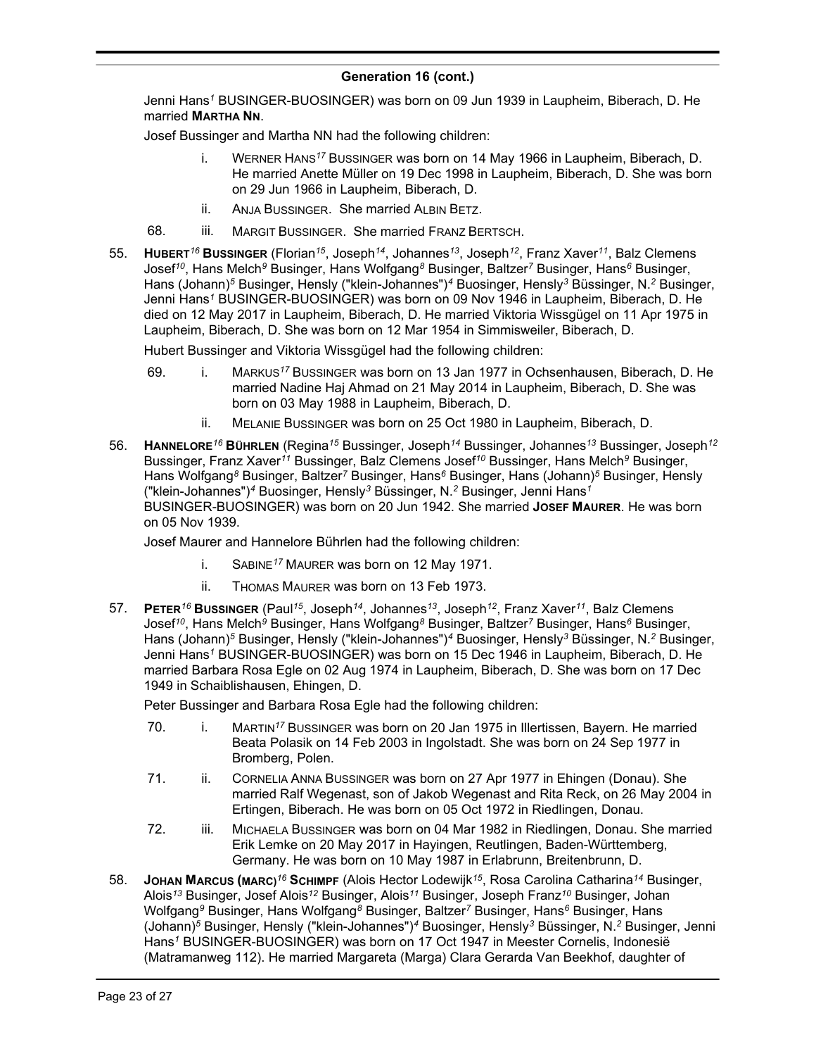## Generation 16 (cont.)

Jenni Hans[1] BUSINGER-BUOSINGER) was born on 09 Jun 1939 in Laupheim, Biberach, D. He married **MARTHA NN**.

Josef Bussinger and Martha NN had the following children:

- i. WERNER HANS[17] BUSSINGER was born on 14 May 1966 in Laupheim, Biberach, D. He married Anette Müller on 19 Dec 1998 in Laupheim, Biberach, D. She was born on 29 Jun 1966 in Laupheim, Biberach, D.
- ii. ANJA BUSSINGER. She married ALBIN BETZ.
- 68. iii. MARGIT BUSSINGER. She married FRANZ BERTSCH.

55. **HUBERT[16] BUSSINGER** (Florian[15], Joseph[14], Johannes[13], Joseph[12], Franz Xaver[11], Balz Clemens Josef[10], Hans Melch[9] Businger, Hans Wolfgang[8] Businger, Baltzer[7] Businger, Hans[6] Businger, Hans (Johann)[5] Businger, Hensly ("klein-Johannes")[4] Buosinger, Hensly[3] Büssinger, N.[2] Businger, Jenni Hans[1] BUSINGER-BUOSINGER) was born on 09 Nov 1946 in Laupheim, Biberach, D. He died on 12 May 2017 in Laupheim, Biberach, D. He married Viktoria Wissgügel on 11 Apr 1975 in Laupheim, Biberach, D. She was born on 12 Mar 1954 in Simmisweiler, Biberach, D.

Hubert Bussinger and Viktoria Wissgügel had the following children:

- 69. i. MARKUS[17] BUSSINGER was born on 13 Jan 1977 in Ochsenhausen, Biberach, D. He married Nadine Haj Ahmad on 21 May 2014 in Laupheim, Biberach, D. She was born on 03 May 1988 in Laupheim, Biberach, D.
- ii. MELANIE BUSSINGER was born on 25 Oct 1980 in Laupheim, Biberach, D.

56. **HANNELORE[16] BÜHRLEN** (Regina[15] Bussinger, Joseph[14] Bussinger, Johannes[13] Bussinger, Joseph[12] Bussinger, Franz Xaver[11] Bussinger, Balz Clemens Josef[10] Bussinger, Hans Melch[9] Businger, Hans Wolfgang[8] Businger, Baltzer[7] Businger, Hans[6] Businger, Hans (Johann)[5] Businger, Hensly ("klein-Johannes")[4] Buosinger, Hensly[3] Büssinger, N.[2] Businger, Jenni Hans[1] BUSINGER-BUOSINGER) was born on 20 Jun 1942. She married **JOSEF MAURER**. He was born on 05 Nov 1939.

Josef Maurer and Hannelore Bührlen had the following children:

- i. SABINE[17] MAURER was born on 12 May 1971.
- ii. THOMAS MAURER was born on 13 Feb 1973.

57. **PETER[16] BUSSINGER** (Paul[15], Joseph[14], Johannes[13], Joseph[12], Franz Xaver[11], Balz Clemens Josef[10], Hans Melch[9] Businger, Hans Wolfgang[8] Businger, Baltzer[7] Businger, Hans[6] Businger, Hans (Johann)[5] Businger, Hensly ("klein-Johannes")[4] Buosinger, Hensly[3] Büssinger, N.[2] Businger, Jenni Hans[1] BUSINGER-BUOSINGER) was born on 15 Dec 1946 in Laupheim, Biberach, D. He married Barbara Rosa Egle on 02 Aug 1974 in Laupheim, Biberach, D. She was born on 17 Dec 1949 in Schaiblishausen, Ehingen, D.

Peter Bussinger and Barbara Rosa Egle had the following children:

- 70. i. MARTIN[17] BUSSINGER was born on 20 Jan 1975 in Illertissen, Bayern. He married Beata Polasik on 14 Feb 2003 in Ingolstadt. She was born on 24 Sep 1977 in Bromberg, Polen.
- 71. ii. CORNELIA ANNA BUSSINGER was born on 27 Apr 1977 in Ehingen (Donau). She married Ralf Wegenast, son of Jakob Wegenast and Rita Reck, on 26 May 2004 in Ertingen, Biberach. He was born on 05 Oct 1972 in Riedlingen, Donau.
- 72. iii. MICHAELA BUSSINGER was born on 04 Mar 1982 in Riedlingen, Donau. She married Erik Lemke on 20 May 2017 in Hayingen, Reutlingen, Baden-Württemberg, Germany. He was born on 10 May 1987 in Erlabrunn, Breitenbrunn, D.

58. **JOHAN MARCUS (MARC)[16] SCHIMPF** (Alois Hector Lodewijk[15], Rosa Carolina Catharina[14] Businger, Alois[13] Businger, Josef Alois[12] Businger, Alois[11] Businger, Joseph Franz[10] Businger, Johan Wolfgang[9] Businger, Hans Wolfgang[8] Businger, Baltzer[7] Businger, Hans[6] Businger, Hans (Johann)[5] Businger, Hensly ("klein-Johannes")[4] Buosinger, Hensly[3] Büssinger, N.[2] Businger, Jenni Hans[1] BUSINGER-BUOSINGER) was born on 17 Oct 1947 in Meester Cornelis, Indonesië (Matramanweg 112). He married Margareta (Marga) Clara Gerarda Van Beekhof, daughter of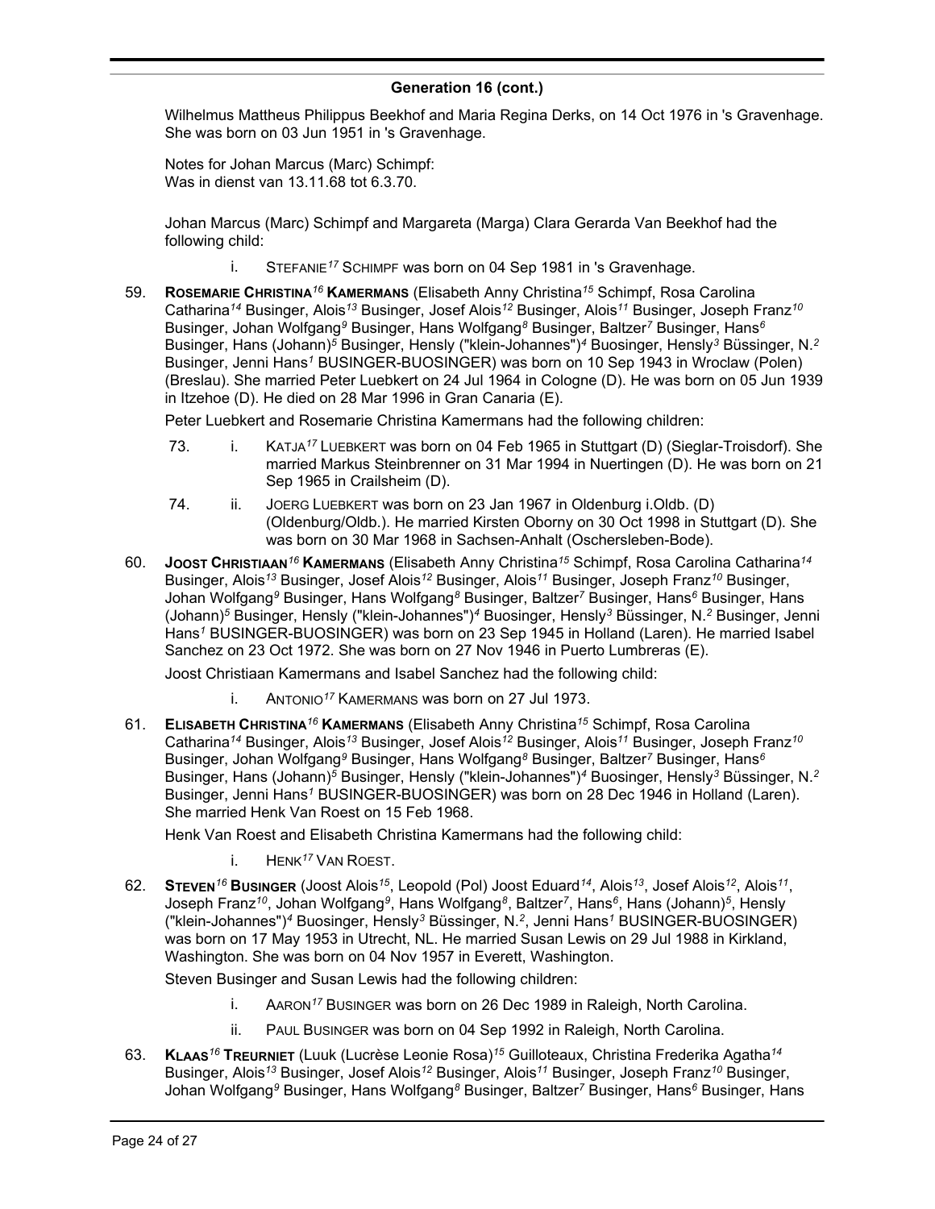## Generation 16 (cont.)

Wilhelmus Mattheus Philippus Beekhof and Maria Regina Derks, on 14 Oct 1976 in 's Gravenhage. She was born on 03 Jun 1951 in 's Gravenhage.

Notes for Johan Marcus (Marc) Schimpf:
Was in dienst van 13.11.68 tot 6.3.70.

Johan Marcus (Marc) Schimpf and Margareta (Marga) Clara Gerarda Van Beekhof had the following child:

- i. STEFANIE[17] SCHIMPF was born on 04 Sep 1981 in 's Gravenhage.

59. **ROSEMARIE CHRISTINA[16] KAMERMANS** (Elisabeth Anny Christina[15] Schimpf, Rosa Carolina Catharina[14] Businger, Alois[13] Businger, Josef Alois[12] Businger, Alois[11] Businger, Joseph Franz[10] Businger, Johan Wolfgang[9] Businger, Hans Wolfgang[8] Businger, Baltzer[7] Businger, Hans[6] Businger, Hans (Johann)[5] Businger, Hensly ("klein-Johannes")[4] Buosinger, Hensly[3] Büssinger, N.[2] Businger, Jenni Hans[1] BUSINGER-BUOSINGER) was born on 10 Sep 1943 in Wroclaw (Polen) (Breslau). She married Peter Luebkert on 24 Jul 1964 in Cologne (D). He was born on 05 Jun 1939 in Itzehoe (D). He died on 28 Mar 1996 in Gran Canaria (E).

   Peter Luebkert and Rosemarie Christina Kamermans had the following children:

   - 73. i. KATJA[17] LUEBKERT was born on 04 Feb 1965 in Stuttgart (D) (Sieglar-Troisdorf). She married Markus Steinbrenner on 31 Mar 1994 in Nuertingen (D). He was born on 21 Sep 1965 in Crailsheim (D).
   - 74. ii. JOERG LUEBKERT was born on 23 Jan 1967 in Oldenburg i.Oldb. (D) (Oldenburg/Oldb.). He married Kirsten Oborny on 30 Oct 1998 in Stuttgart (D). She was born on 30 Mar 1968 in Sachsen-Anhalt (Oschersleben-Bode).

60. **JOOST CHRISTIAAN[16] KAMERMANS** (Elisabeth Anny Christina[15] Schimpf, Rosa Carolina Catharina[14] Businger, Alois[13] Businger, Josef Alois[12] Businger, Alois[11] Businger, Joseph Franz[10] Businger, Johan Wolfgang[9] Businger, Hans Wolfgang[8] Businger, Baltzer[7] Businger, Hans[6] Businger, Hans (Johann)[5] Businger, Hensly ("klein-Johannes")[4] Buosinger, Hensly[3] Büssinger, N.[2] Businger, Jenni Hans[1] BUSINGER-BUOSINGER) was born on 23 Sep 1945 in Holland (Laren). He married Isabel Sanchez on 23 Oct 1972. She was born on 27 Nov 1946 in Puerto Lumbreras (E).

   Joost Christiaan Kamermans and Isabel Sanchez had the following child:

   - i. ANTONIO[17] KAMERMANS was born on 27 Jul 1973.

61. **ELISABETH CHRISTINA[16] KAMERMANS** (Elisabeth Anny Christina[15] Schimpf, Rosa Carolina Catharina[14] Businger, Alois[13] Businger, Josef Alois[12] Businger, Alois[11] Businger, Joseph Franz[10] Businger, Johan Wolfgang[9] Businger, Hans Wolfgang[8] Businger, Baltzer[7] Businger, Hans[6] Businger, Hans (Johann)[5] Businger, Hensly ("klein-Johannes")[4] Buosinger, Hensly[3] Büssinger, N.[2] Businger, Jenni Hans[1] BUSINGER-BUOSINGER) was born on 28 Dec 1946 in Holland (Laren). She married Henk Van Roest on 15 Feb 1968.

   Henk Van Roest and Elisabeth Christina Kamermans had the following child:

   - i. HENK[17] VAN ROEST.

62. **STEVEN[16] BUSINGER** (Joost Alois[15], Leopold (Pol) Joost Eduard[14], Alois[13], Josef Alois[12], Alois[11], Joseph Franz[10], Johan Wolfgang[9], Hans Wolfgang[8], Baltzer[7], Hans[6], Hans (Johann)[5], Hensly ("klein-Johannes")[4] Buosinger, Hensly[3] Büssinger, N.[2], Jenni Hans[1] BUSINGER-BUOSINGER) was born on 17 May 1953 in Utrecht, NL. He married Susan Lewis on 29 Jul 1988 in Kirkland, Washington. She was born on 04 Nov 1957 in Everett, Washington.

   Steven Businger and Susan Lewis had the following children:

   - i. AARON[17] BUSINGER was born on 26 Dec 1989 in Raleigh, North Carolina.
   - ii. PAUL BUSINGER was born on 04 Sep 1992 in Raleigh, North Carolina.

63. **KLAAS[16] TREURNIET** (Luuk (Lucrèse Leonie Rosa)[15] Guilloteaux, Christina Frederika Agatha[14] Businger, Alois[13] Businger, Josef Alois[12] Businger, Alois[11] Businger, Joseph Franz[10] Businger, Johan Wolfgang[9] Businger, Hans Wolfgang[8] Businger, Baltzer[7] Businger, Hans[6] Businger, Hans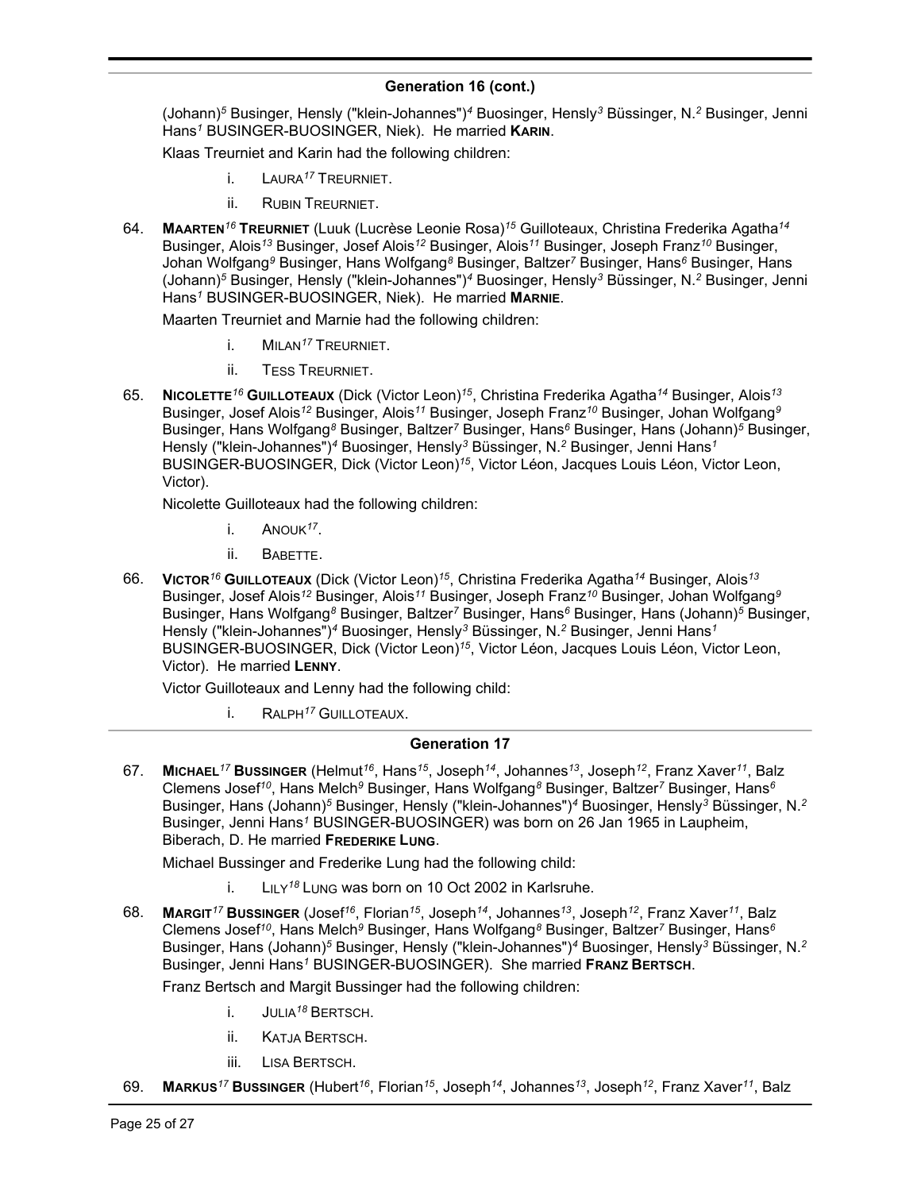## Generation 16 (cont.)

(Johann)[5] Businger, Hensly ("klein-Johannes")[4] Buosinger, Hensly[3] Büssinger, N.[2] Businger, Jenni Hans[1] BUSINGER-BUOSINGER, Niek). He married **KARIN**.

Klaas Treurniet and Karin had the following children:

- i. LAURA[17] TREURNIET.
- ii. RUBIN TREURNIET.

64. **MAARTEN[16] TREURNIET** (Luuk (Lucrèse Leonie Rosa)[15] Guilloteaux, Christina Frederika Agatha[14] Businger, Alois[13] Businger, Josef Alois[12] Businger, Alois[11] Businger, Joseph Franz[10] Businger, Johan Wolfgang[9] Businger, Hans Wolfgang[8] Businger, Baltzer[7] Businger, Hans[6] Businger, Hans (Johann)[5] Businger, Hensly ("klein-Johannes")[4] Buosinger, Hensly[3] Büssinger, N.[2] Businger, Jenni Hans[1] BUSINGER-BUOSINGER, Niek). He married **MARNIE**.

   Maarten Treurniet and Marnie had the following children:

   - i. MILAN[17] TREURNIET.
   - ii. TESS TREURNIET.

65. **NICOLETTE[16] GUILLOTEAUX** (Dick (Victor Leon)[15], Christina Frederika Agatha[14] Businger, Alois[13] Businger, Josef Alois[12] Businger, Alois[11] Businger, Joseph Franz[10] Businger, Johan Wolfgang[9] Businger, Hans Wolfgang[8] Businger, Baltzer[7] Businger, Hans[6] Businger, Hans (Johann)[5] Businger, Hensly ("klein-Johannes")[4] Buosinger, Hensly[3] Büssinger, N.[2] Businger, Jenni Hans[1] BUSINGER-BUOSINGER, Dick (Victor Leon)[15], Victor Léon, Jacques Louis Léon, Victor Leon, Victor).

   Nicolette Guilloteaux had the following children:

   - i. ANOUK[17].
   - ii. BABETTE.

66. **VICTOR[16] GUILLOTEAUX** (Dick (Victor Leon)[15], Christina Frederika Agatha[14] Businger, Alois[13] Businger, Josef Alois[12] Businger, Alois[11] Businger, Joseph Franz[10] Businger, Johan Wolfgang[9] Businger, Hans Wolfgang[8] Businger, Baltzer[7] Businger, Hans[6] Businger, Hans (Johann)[5] Businger, Hensly ("klein-Johannes")[4] Buosinger, Hensly[3] Büssinger, N.[2] Businger, Jenni Hans[1] BUSINGER-BUOSINGER, Dick (Victor Leon)[15], Victor Léon, Jacques Louis Léon, Victor Leon, Victor). He married **LENNY**.

   Victor Guilloteaux and Lenny had the following child:

   - i. RALPH[17] GUILLOTEAUX.

## Generation 17

67. **MICHAEL[17] BUSSINGER** (Helmut[16], Hans[15], Joseph[14], Johannes[13], Joseph[12], Franz Xaver[11], Balz Clemens Josef[10], Hans Melch[9] Businger, Hans Wolfgang[8] Businger, Baltzer[7] Businger, Hans[6] Businger, Hans (Johann)[5] Businger, Hensly ("klein-Johannes")[4] Buosinger, Hensly[3] Büssinger, N.[2] Businger, Jenni Hans[1] BUSINGER-BUOSINGER) was born on 26 Jan 1965 in Laupheim, Biberach, D. He married **FREDERIKE LUNG**.

   Michael Bussinger and Frederike Lung had the following child:

   - i. LILY[18] LUNG was born on 10 Oct 2002 in Karlsruhe.

68. **MARGIT[17] BUSSINGER** (Josef[16], Florian[15], Joseph[14], Johannes[13], Joseph[12], Franz Xaver[11], Balz Clemens Josef[10], Hans Melch[9] Businger, Hans Wolfgang[8] Businger, Baltzer[7] Businger, Hans[6] Businger, Hans (Johann)[5] Businger, Hensly ("klein-Johannes")[4] Buosinger, Hensly[3] Büssinger, N.[2] Businger, Jenni Hans[1] BUSINGER-BUOSINGER). She married **FRANZ BERTSCH**.

   Franz Bertsch and Margit Bussinger had the following children:

   - i. JULIA[18] BERTSCH.
   - ii. KATJA BERTSCH.
   - iii. LISA BERTSCH.

69. **MARKUS[17] BUSSINGER** (Hubert[16], Florian[15], Joseph[14], Johannes[13], Joseph[12], Franz Xaver[11], Balz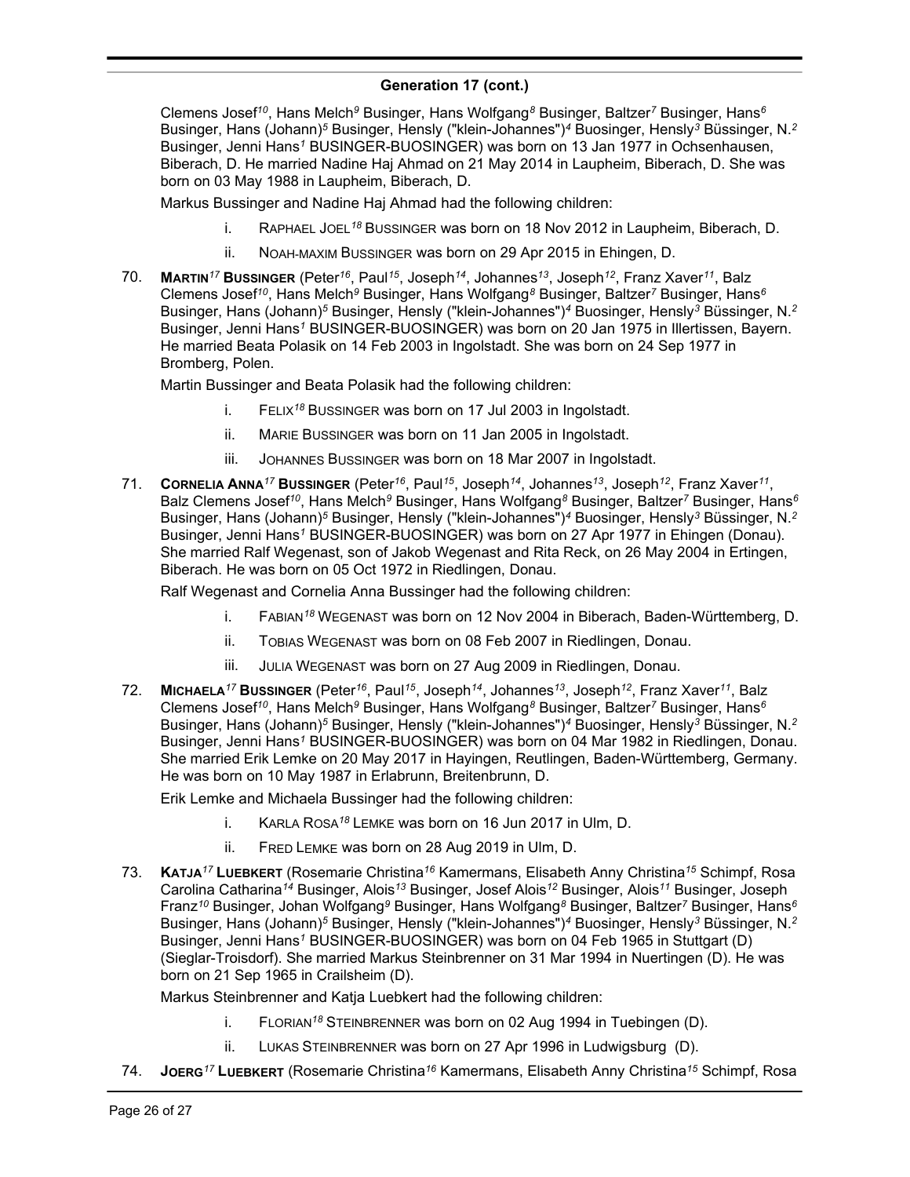## Generation 17 (cont.)

Clemens Josef[10], Hans Melch[9] Businger, Hans Wolfgang[8] Businger, Baltzer[7] Businger, Hans[6] Businger, Hans (Johann)[5] Businger, Hensly ("klein-Johannes")[4] Buosinger, Hensly[3] Büssinger, N.[2] Businger, Jenni Hans[1] BUSINGER-BUOSINGER) was born on 13 Jan 1977 in Ochsenhausen, Biberach, D. He married Nadine Haj Ahmad on 21 May 2014 in Laupheim, Biberach, D. She was born on 03 May 1988 in Laupheim, Biberach, D.

Markus Bussinger and Nadine Haj Ahmad had the following children:

i. RAPHAEL JOEL[18] BUSSINGER was born on 18 Nov 2012 in Laupheim, Biberach, D.

ii. NOAH-MAXIM BUSSINGER was born on 29 Apr 2015 in Ehingen, D.

70. **MARTIN[17] BUSSINGER** (Peter[16], Paul[15], Joseph[14], Johannes[13], Joseph[12], Franz Xaver[11], Balz Clemens Josef[10], Hans Melch[9] Businger, Hans Wolfgang[8] Businger, Baltzer[7] Businger, Hans[6] Businger, Hans (Johann)[5] Businger, Hensly ("klein-Johannes")[4] Buosinger, Hensly[3] Büssinger, N.[2] Businger, Jenni Hans[1] BUSINGER-BUOSINGER) was born on 20 Jan 1975 in Illertissen, Bayern. He married Beata Polasik on 14 Feb 2003 in Ingolstadt. She was born on 24 Sep 1977 in Bromberg, Polen.

Martin Bussinger and Beata Polasik had the following children:

i. FELIX[18] BUSSINGER was born on 17 Jul 2003 in Ingolstadt.

ii. MARIE BUSSINGER was born on 11 Jan 2005 in Ingolstadt.

iii. JOHANNES BUSSINGER was born on 18 Mar 2007 in Ingolstadt.

71. **CORNELIA ANNA[17] BUSSINGER** (Peter[16], Paul[15], Joseph[14], Johannes[13], Joseph[12], Franz Xaver[11], Balz Clemens Josef[10], Hans Melch[9] Businger, Hans Wolfgang[8] Businger, Baltzer[7] Businger, Hans[6] Businger, Hans (Johann)[5] Businger, Hensly ("klein-Johannes")[4] Buosinger, Hensly[3] Büssinger, N.[2] Businger, Jenni Hans[1] BUSINGER-BUOSINGER) was born on 27 Apr 1977 in Ehingen (Donau). She married Ralf Wegenast, son of Jakob Wegenast and Rita Reck, on 26 May 2004 in Ertingen, Biberach. He was born on 05 Oct 1972 in Riedlingen, Donau.

Ralf Wegenast and Cornelia Anna Bussinger had the following children:

i. FABIAN[18] WEGENAST was born on 12 Nov 2004 in Biberach, Baden-Württemberg, D.

ii. TOBIAS WEGENAST was born on 08 Feb 2007 in Riedlingen, Donau.

iii. JULIA WEGENAST was born on 27 Aug 2009 in Riedlingen, Donau.

72. **MICHAELA[17] BUSSINGER** (Peter[16], Paul[15], Joseph[14], Johannes[13], Joseph[12], Franz Xaver[11], Balz Clemens Josef[10], Hans Melch[9] Businger, Hans Wolfgang[8] Businger, Baltzer[7] Businger, Hans[6] Businger, Hans (Johann)[5] Businger, Hensly ("klein-Johannes")[4] Buosinger, Hensly[3] Büssinger, N.[2] Businger, Jenni Hans[1] BUSINGER-BUOSINGER) was born on 04 Mar 1982 in Riedlingen, Donau. She married Erik Lemke on 20 May 2017 in Hayingen, Reutlingen, Baden-Württemberg, Germany. He was born on 10 May 1987 in Erlabrunn, Breitenbrunn, D.

Erik Lemke and Michaela Bussinger had the following children:

i. KARLA ROSA[18] LEMKE was born on 16 Jun 2017 in Ulm, D.

ii. FRED LEMKE was born on 28 Aug 2019 in Ulm, D.

73. **KATJA[17] LUEBKERT** (Rosemarie Christina[16] Kamermans, Elisabeth Anny Christina[15] Schimpf, Rosa Carolina Catharina[14] Businger, Alois[13] Businger, Josef Alois[12] Businger, Alois[11] Businger, Joseph Franz[10] Businger, Johan Wolfgang[9] Businger, Hans Wolfgang[8] Businger, Baltzer[7] Businger, Hans[6] Businger, Hans (Johann)[5] Businger, Hensly ("klein-Johannes")[4] Buosinger, Hensly[3] Büssinger, N.[2] Businger, Jenni Hans[1] BUSINGER-BUOSINGER) was born on 04 Feb 1965 in Stuttgart (D) (Sieglar-Troisdorf). She married Markus Steinbrenner on 31 Mar 1994 in Nuertingen (D). He was born on 21 Sep 1965 in Crailsheim (D).

Markus Steinbrenner and Katja Luebkert had the following children:

i. FLORIAN[18] STEINBRENNER was born on 02 Aug 1994 in Tuebingen (D).

ii. LUKAS STEINBRENNER was born on 27 Apr 1996 in Ludwigsburg (D).

74. **JOERG[17] LUEBKERT** (Rosemarie Christina[16] Kamermans, Elisabeth Anny Christina[15] Schimpf, Rosa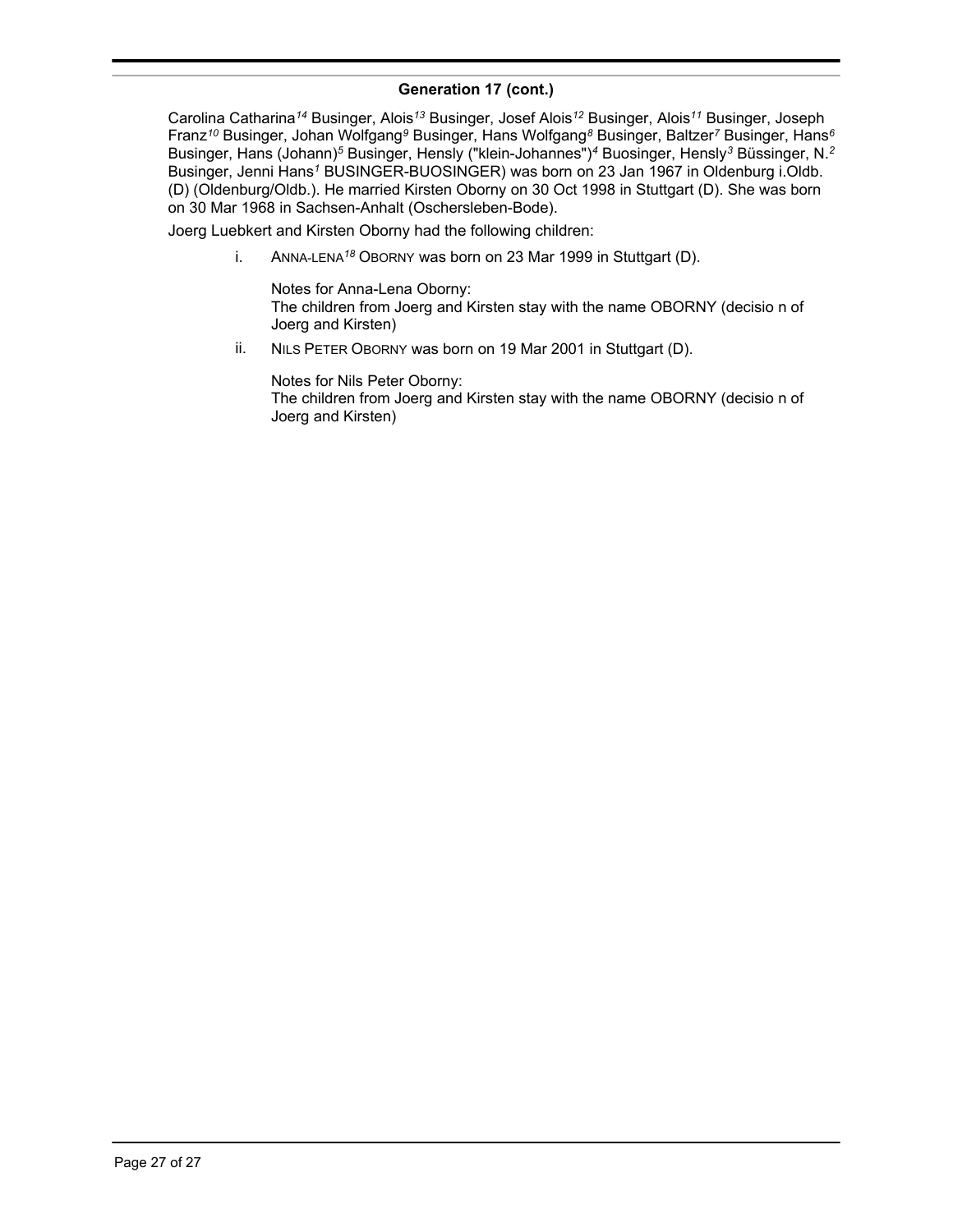### Generation 17 (cont.)

Carolina Catharina[14] Businger, Alois[13] Businger, Josef Alois[12] Businger, Alois[11] Businger, Joseph Franz[10] Businger, Johan Wolfgang[9] Businger, Hans Wolfgang[8] Businger, Baltzer[7] Businger, Hans[6] Businger, Hans (Johann)[5] Businger, Hensly ("klein-Johannes")[4] Buosinger, Hensly[3] Büssinger, N.[2] Businger, Jenni Hans[1] BUSINGER-BUOSINGER) was born on 23 Jan 1967 in Oldenburg i.Oldb. (D) (Oldenburg/Oldb.). He married Kirsten Oborny on 30 Oct 1998 in Stuttgart (D). She was born on 30 Mar 1968 in Sachsen-Anhalt (Oschersleben-Bode).

Joerg Luebkert and Kirsten Oborny had the following children:

i. ANNA-LENA[18] OBORNY was born on 23 Mar 1999 in Stuttgart (D).

   Notes for Anna-Lena Oborny:
   The children from Joerg and Kirsten stay with the name OBORNY (decisio n of Joerg and Kirsten)

ii. NILS PETER OBORNY was born on 19 Mar 2001 in Stuttgart (D).

   Notes for Nils Peter Oborny:
   The children from Joerg and Kirsten stay with the name OBORNY (decisio n of Joerg and Kirsten)